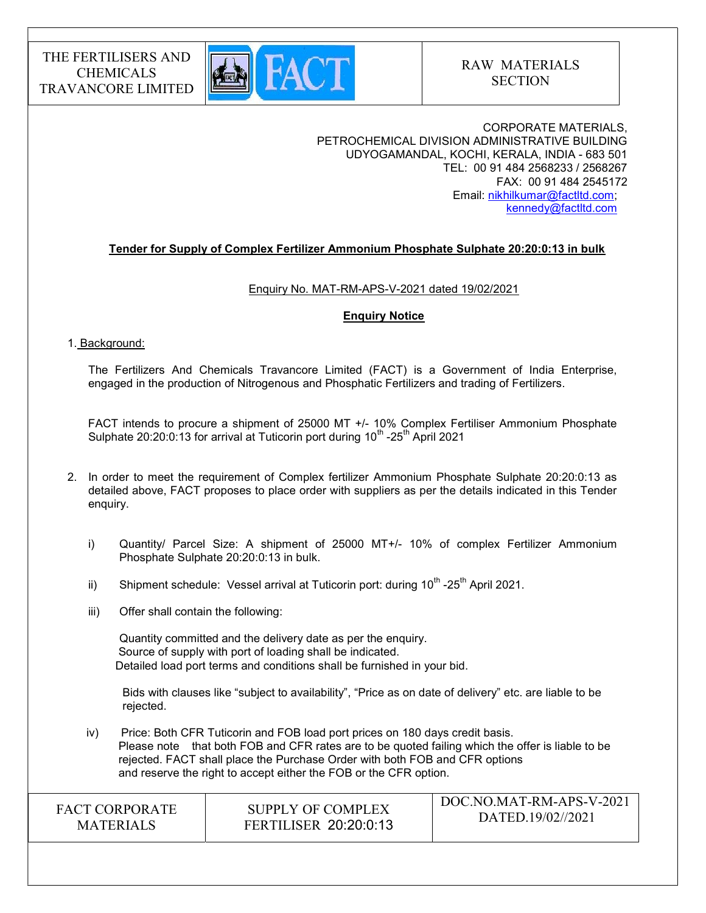| THE FERTILISERS AND CHEMICALS TRAVANCORE LIMITED | FACT | RAW MATERIALS SECTION |
|---|---|---|

CORPORATE MATERIALS,
PETROCHEMICAL DIVISION ADMINISTRATIVE BUILDING
UDYOGAMANDAL, KOCHI, KERALA, INDIA - 683 501
TEL: 00 91 484 2568233 / 2568267
FAX: 00 91 484 2545172
Email: nikhilkumar@factltd.com; kennedy@factltd.com

**Tender for Supply of Complex Fertilizer Ammonium Phosphate Sulphate 20:20:0:13 in bulk**

Enquiry No. MAT-RM-APS-V-2021 dated 19/02/2021

**Enquiry Notice**

1. Background:

   The Fertilizers And Chemicals Travancore Limited (FACT) is a Government of India Enterprise, engaged in the production of Nitrogenous and Phosphatic Fertilizers and trading of Fertilizers.

   FACT intends to procure a shipment of 25000 MT +/- 10% Complex Fertiliser Ammonium Phosphate Sulphate 20:20:0:13 for arrival at Tuticorin port during 10th -25th April 2021

2. In order to meet the requirement of Complex fertilizer Ammonium Phosphate Sulphate 20:20:0:13 as detailed above, FACT proposes to place order with suppliers as per the details indicated in this Tender enquiry.

   i) Quantity/ Parcel Size: A shipment of 25000 MT+/- 10% of complex Fertilizer Ammonium Phosphate Sulphate 20:20:0:13 in bulk.

   ii) Shipment schedule: Vessel arrival at Tuticorin port: during 10th -25th April 2021.

   iii) Offer shall contain the following:

   Quantity committed and the delivery date as per the enquiry.
   Source of supply with port of loading shall be indicated.
   Detailed load port terms and conditions shall be furnished in your bid.

   Bids with clauses like "subject to availability", "Price as on date of delivery" etc. are liable to be rejected.

   iv) Price: Both CFR Tuticorin and FOB load port prices on 180 days credit basis.
   Please note that both FOB and CFR rates are to be quoted failing which the offer is liable to be rejected. FACT shall place the Purchase Order with both FOB and CFR options and reserve the right to accept either the FOB or the CFR option.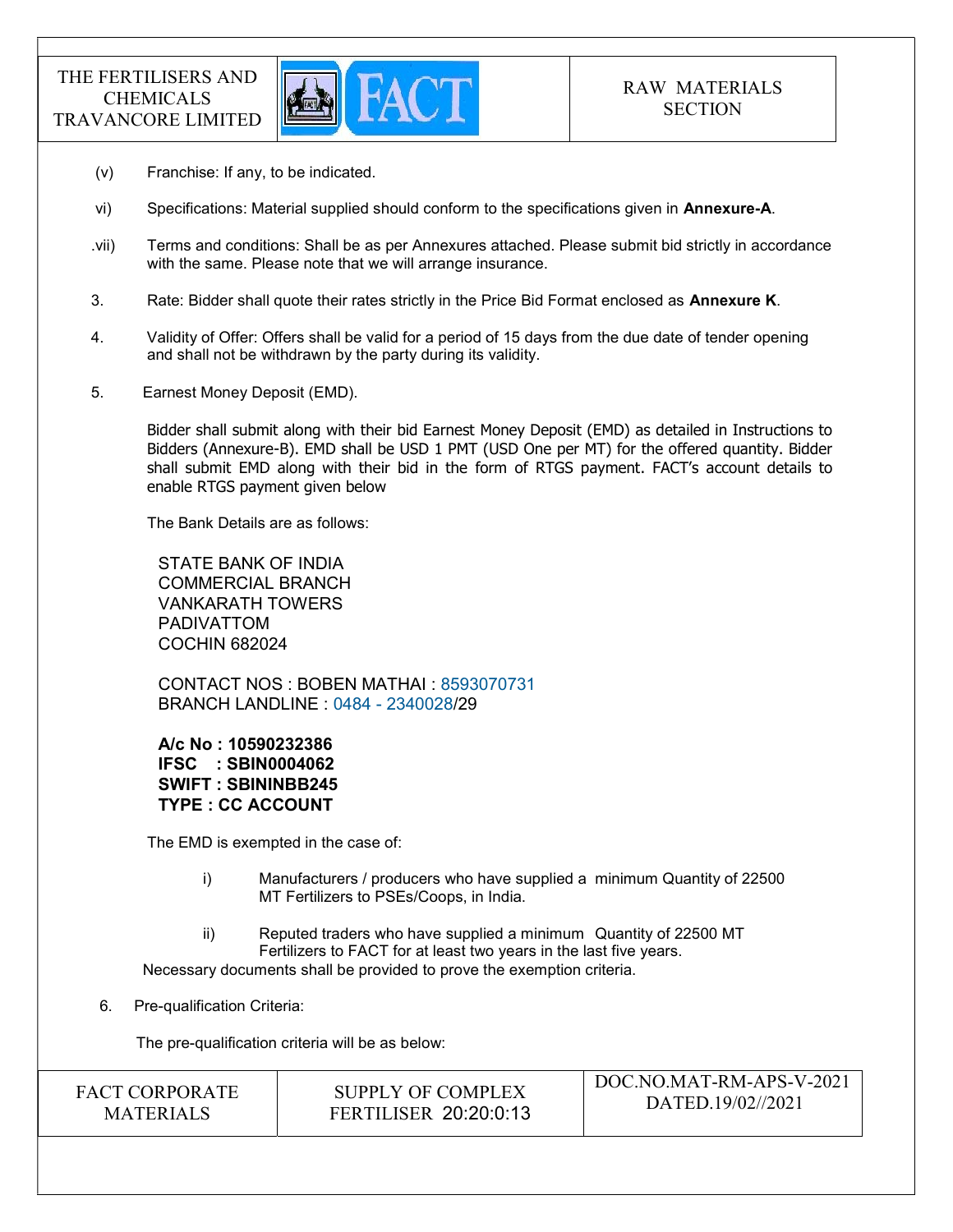(v) Franchise: If any, to be indicated.

vi) Specifications: Material supplied should conform to the specifications given in **Annexure-A**.

.vii) Terms and conditions: Shall be as per Annexures attached. Please submit bid strictly in accordance with the same. Please note that we will arrange insurance.

3. Rate: Bidder shall quote their rates strictly in the Price Bid Format enclosed as **Annexure K**.

4. Validity of Offer: Offers shall be valid for a period of 15 days from the due date of tender opening and shall not be withdrawn by the party during its validity.

5. Earnest Money Deposit (EMD).

Bidder shall submit along with their bid Earnest Money Deposit (EMD) as detailed in Instructions to Bidders (Annexure-B). EMD shall be USD 1 PMT (USD One per MT) for the offered quantity. Bidder shall submit EMD along with their bid in the form of RTGS payment. FACT's account details to enable RTGS payment given below

The Bank Details are as follows:

STATE BANK OF INDIA
COMMERCIAL BRANCH
VANKARATH TOWERS
PADIVATTOM
COCHIN 682024

CONTACT NOS : BOBEN MATHAI : 8593070731
BRANCH LANDLINE : 0484 - 2340028/29

**A/c No : 10590232386**
**IFSC : SBIN0004062**
**SWIFT : SBININBB245**
**TYPE : CC ACCOUNT**

The EMD is exempted in the case of:

i) Manufacturers / producers who have supplied a minimum Quantity of 22500 MT Fertilizers to PSEs/Coops, in India.

ii) Reputed traders who have supplied a minimum Quantity of 22500 MT Fertilizers to FACT for at least two years in the last five years.

Necessary documents shall be provided to prove the exemption criteria.

6. Pre-qualification Criteria:

The pre-qualification criteria will be as below: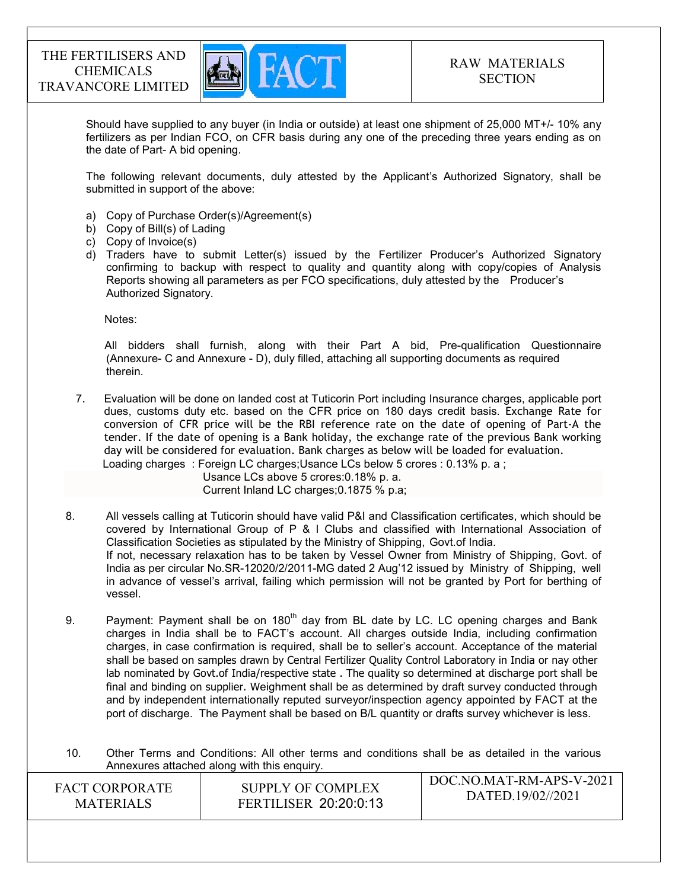Should have supplied to any buyer (in India or outside) at least one shipment of 25,000 MT+/- 10% any fertilizers as per Indian FCO, on CFR basis during any one of the preceding three years ending as on the date of Part- A bid opening.

The following relevant documents, duly attested by the Applicant's Authorized Signatory, shall be submitted in support of the above:

a) Copy of Purchase Order(s)/Agreement(s)
b) Copy of Bill(s) of Lading
c) Copy of Invoice(s)
d) Traders have to submit Letter(s) issued by the Fertilizer Producer's Authorized Signatory confirming to backup with respect to quality and quantity along with copy/copies of Analysis Reports showing all parameters as per FCO specifications, duly attested by the Producer's Authorized Signatory.

Notes:

All bidders shall furnish, along with their Part A bid, Pre-qualification Questionnaire (Annexure- C and Annexure - D), duly filled, attaching all supporting documents as required therein.

7. Evaluation will be done on landed cost at Tuticorin Port including Insurance charges, applicable port dues, customs duty etc. based on the CFR price on 180 days credit basis. Exchange Rate for conversion of CFR price will be the RBI reference rate on the date of opening of Part-A the tender. If the date of opening is a Bank holiday, the exchange rate of the previous Bank working day will be considered for evaluation. Bank charges as below will be loaded for evaluation.
   Loading charges : Foreign LC charges;Usance LCs below 5 crores : 0.13% p. a ;
   Usance LCs above 5 crores:0.18% p. a.
   Current Inland LC charges;0.1875 % p.a;

8. All vessels calling at Tuticorin should have valid P&I and Classification certificates, which should be covered by International Group of P & I Clubs and classified with International Association of Classification Societies as stipulated by the Ministry of Shipping, Govt.of India.
   If not, necessary relaxation has to be taken by Vessel Owner from Ministry of Shipping, Govt. of India as per circular No.SR-12020/2/2011-MG dated 2 Aug'12 issued by Ministry of Shipping, well in advance of vessel's arrival, failing which permission will not be granted by Port for berthing of vessel.

9. Payment: Payment shall be on 180th day from BL date by LC. LC opening charges and Bank charges in India shall be to FACT's account. All charges outside India, including confirmation charges, in case confirmation is required, shall be to seller's account. Acceptance of the material shall be based on samples drawn by Central Fertilizer Quality Control Laboratory in India or nay other lab nominated by Govt.of India/respective state . The quality so determined at discharge port shall be final and binding on supplier. Weighment shall be as determined by draft survey conducted through and by independent internationally reputed surveyor/inspection agency appointed by FACT at the port of discharge. The Payment shall be based on B/L quantity or drafts survey whichever is less.

10. Other Terms and Conditions: All other terms and conditions shall be as detailed in the various Annexures attached along with this enquiry.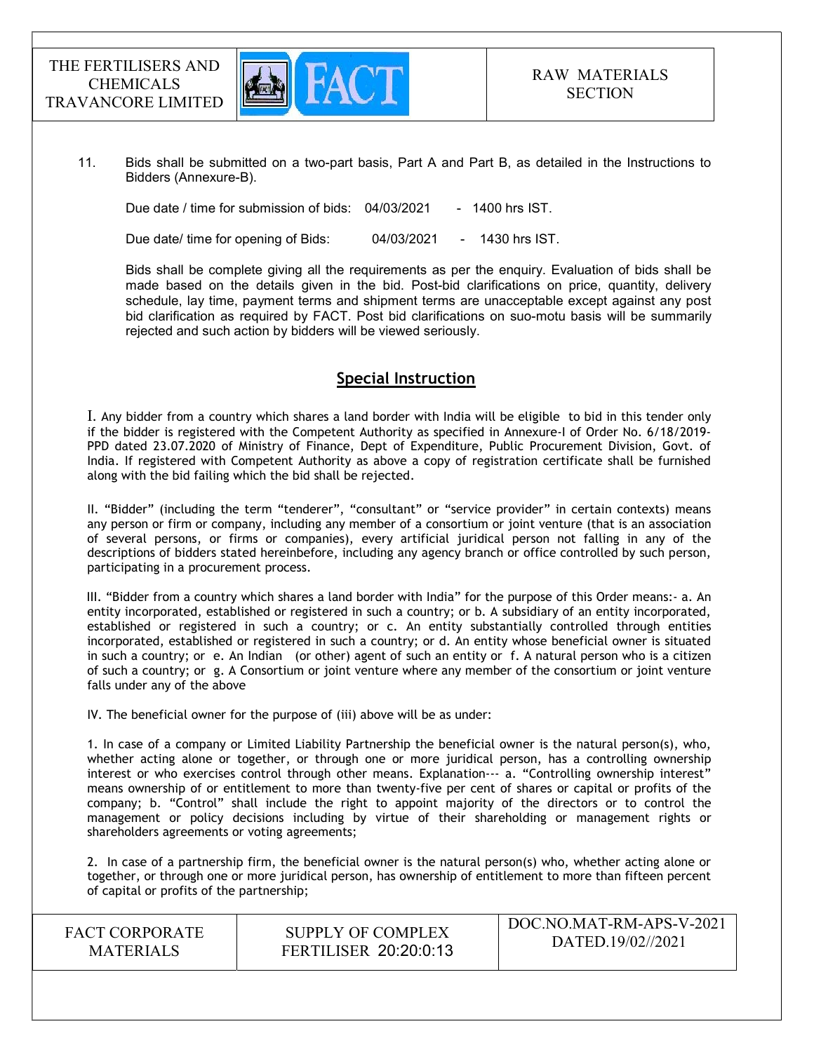11. Bids shall be submitted on a two-part basis, Part A and Part B, as detailed in the Instructions to Bidders (Annexure-B).

    Due date / time for submission of bids: 04/03/2021 - 1400 hrs IST.

    Due date/ time for opening of Bids: 04/03/2021 - 1430 hrs IST.

    Bids shall be complete giving all the requirements as per the enquiry. Evaluation of bids shall be made based on the details given in the bid. Post-bid clarifications on price, quantity, delivery schedule, lay time, payment terms and shipment terms are unacceptable except against any post bid clarification as required by FACT. Post bid clarifications on suo-motu basis will be summarily rejected and such action by bidders will be viewed seriously.

## Special Instruction

I. Any bidder from a country which shares a land border with India will be eligible to bid in this tender only if the bidder is registered with the Competent Authority as specified in Annexure-I of Order No. 6/18/2019-PPD dated 23.07.2020 of Ministry of Finance, Dept of Expenditure, Public Procurement Division, Govt. of India. If registered with Competent Authority as above a copy of registration certificate shall be furnished along with the bid failing which the bid shall be rejected.

II. "Bidder" (including the term "tenderer", "consultant" or "service provider" in certain contexts) means any person or firm or company, including any member of a consortium or joint venture (that is an association of several persons, or firms or companies), every artificial juridical person not falling in any of the descriptions of bidders stated hereinbefore, including any agency branch or office controlled by such person, participating in a procurement process.

III. "Bidder from a country which shares a land border with India" for the purpose of this Order means:- a. An entity incorporated, established or registered in such a country; or b. A subsidiary of an entity incorporated, established or registered in such a country; or c. An entity substantially controlled through entities incorporated, established or registered in such a country; or d. An entity whose beneficial owner is situated in such a country; or e. An Indian (or other) agent of such an entity or f. A natural person who is a citizen of such a country; or g. A Consortium or joint venture where any member of the consortium or joint venture falls under any of the above

IV. The beneficial owner for the purpose of (iii) above will be as under:

1. In case of a company or Limited Liability Partnership the beneficial owner is the natural person(s), who, whether acting alone or together, or through one or more juridical person, has a controlling ownership interest or who exercises control through other means. Explanation--- a. "Controlling ownership interest" means ownership of or entitlement to more than twenty-five per cent of shares or capital or profits of the company; b. "Control" shall include the right to appoint majority of the directors or to control the management or policy decisions including by virtue of their shareholding or management rights or shareholders agreements or voting agreements;

2. In case of a partnership firm, the beneficial owner is the natural person(s) who, whether acting alone or together, or through one or more juridical person, has ownership of entitlement to more than fifteen percent of capital or profits of the partnership;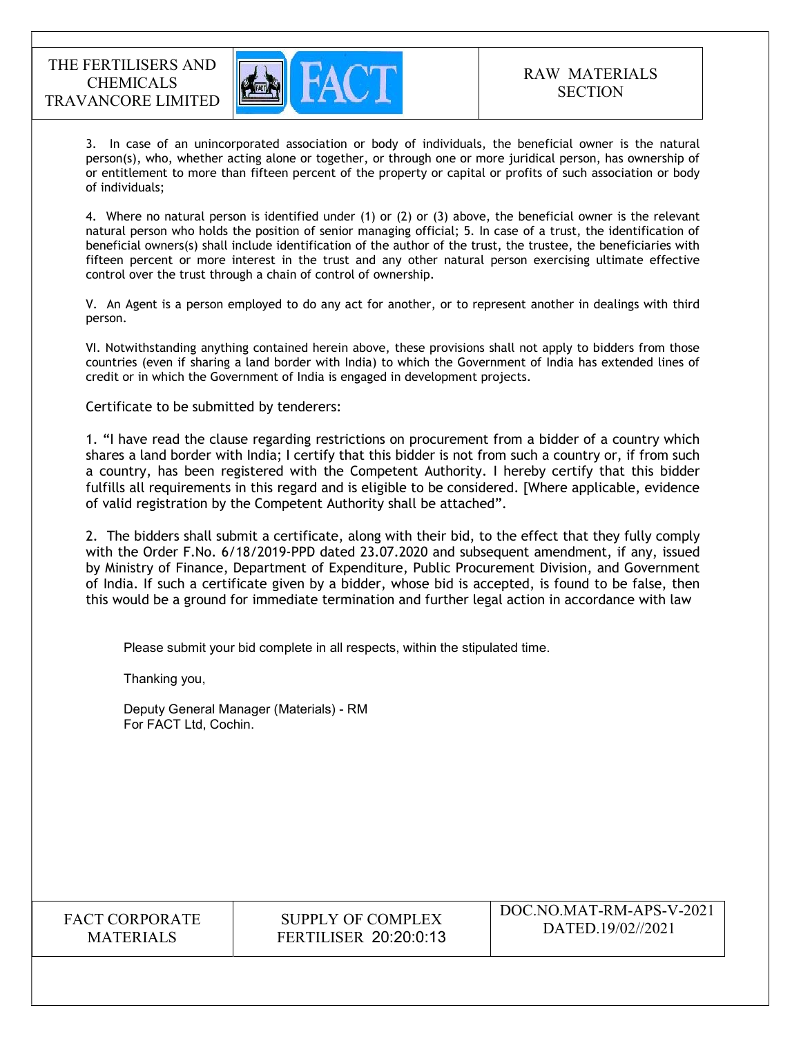3. In case of an unincorporated association or body of individuals, the beneficial owner is the natural person(s), who, whether acting alone or together, or through one or more juridical person, has ownership of or entitlement to more than fifteen percent of the property or capital or profits of such association or body of individuals;

4. Where no natural person is identified under (1) or (2) or (3) above, the beneficial owner is the relevant natural person who holds the position of senior managing official; 5. In case of a trust, the identification of beneficial owners(s) shall include identification of the author of the trust, the trustee, the beneficiaries with fifteen percent or more interest in the trust and any other natural person exercising ultimate effective control over the trust through a chain of control of ownership.

V. An Agent is a person employed to do any act for another, or to represent another in dealings with third person.

VI. Notwithstanding anything contained herein above, these provisions shall not apply to bidders from those countries (even if sharing a land border with India) to which the Government of India has extended lines of credit or in which the Government of India is engaged in development projects.

Certificate to be submitted by tenderers:

1. "I have read the clause regarding restrictions on procurement from a bidder of a country which shares a land border with India; I certify that this bidder is not from such a country or, if from such a country, has been registered with the Competent Authority. I hereby certify that this bidder fulfills all requirements in this regard and is eligible to be considered. [Where applicable, evidence of valid registration by the Competent Authority shall be attached".

2. The bidders shall submit a certificate, along with their bid, to the effect that they fully comply with the Order F.No. 6/18/2019-PPD dated 23.07.2020 and subsequent amendment, if any, issued by Ministry of Finance, Department of Expenditure, Public Procurement Division, and Government of India. If such a certificate given by a bidder, whose bid is accepted, is found to be false, then this would be a ground for immediate termination and further legal action in accordance with law

Please submit your bid complete in all respects, within the stipulated time.

Thanking you,

Deputy General Manager (Materials) - RM
For FACT Ltd, Cochin.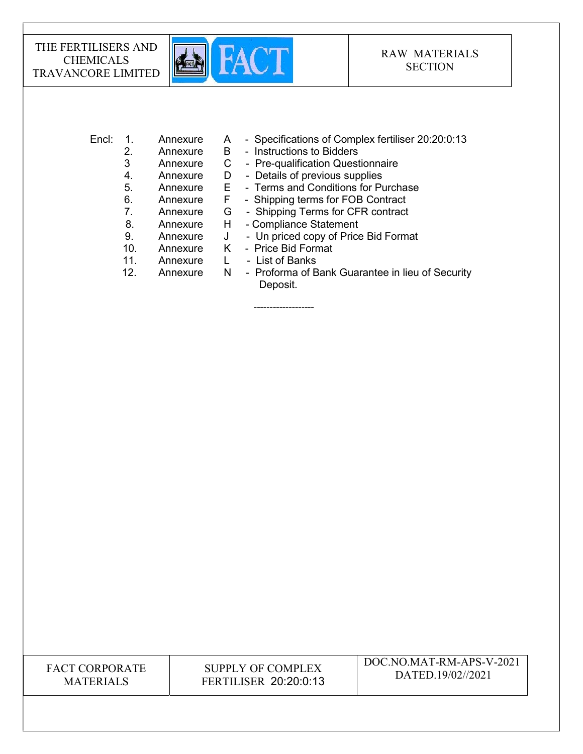Encl:

1. Annexure A - Specifications of Complex fertiliser 20:20:0:13
2. Annexure B - Instructions to Bidders
3. Annexure C - Pre-qualification Questionnaire
4. Annexure D - Details of previous supplies
5. Annexure E - Terms and Conditions for Purchase
6. Annexure F - Shipping terms for FOB Contract
7. Annexure G - Shipping Terms for CFR contract
8. Annexure H - Compliance Statement
9. Annexure J - Un priced copy of Price Bid Format
10. Annexure K - Price Bid Format
11. Annexure L - List of Banks
12. Annexure N - Proforma of Bank Guarantee in lieu of Security Deposit.

-------------------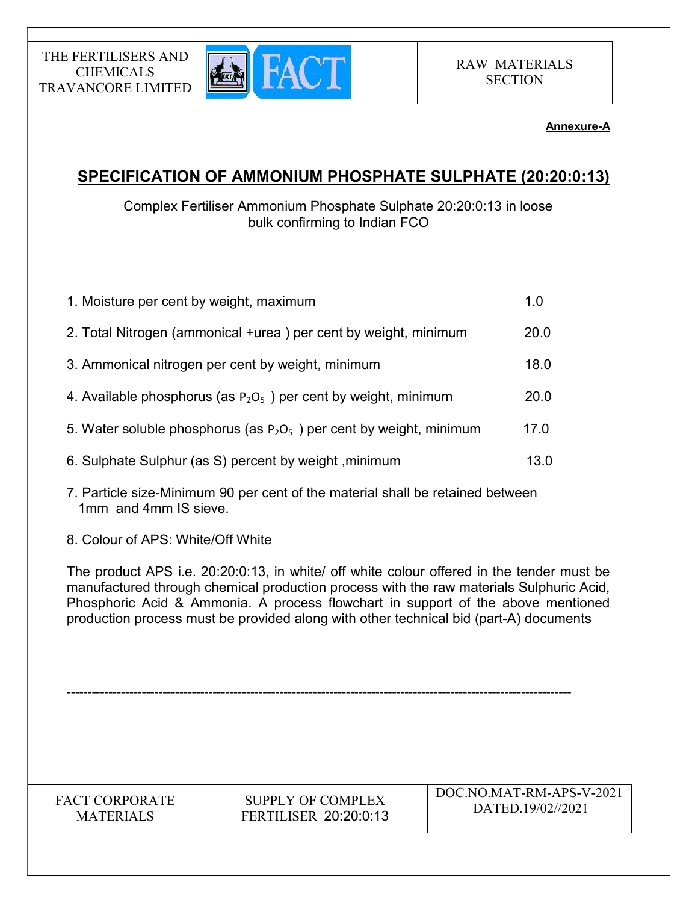**Annexure-A**

# SPECIFICATION OF AMMONIUM PHOSPHATE SULPHATE (20:20:0:13)

Complex Fertiliser Ammonium Phosphate Sulphate 20:20:0:13 in loose bulk confirming to Indian FCO

| | |
|---|---|
| 1. Moisture per cent by weight, maximum | 1.0 |
| 2. Total Nitrogen (ammonical +urea ) per cent by weight, minimum | 20.0 |
| 3. Ammonical nitrogen per cent by weight, minimum | 18.0 |
| 4. Available phosphorus (as $P_2O_5$ ) per cent by weight, minimum | 20.0 |
| 5. Water soluble phosphorus (as $P_2O_5$ ) per cent by weight, minimum | 17.0 |
| 6. Sulphate Sulphur (as S) percent by weight ,minimum | 13.0 |

7. Particle size-Minimum 90 per cent of the material shall be retained between 1mm and 4mm IS sieve.

8. Colour of APS: White/Off White

The product APS i.e. 20:20:0:13, in white/ off white colour offered in the tender must be manufactured through chemical production process with the raw materials Sulphuric Acid, Phosphoric Acid & Ammonia. A process flowchart in support of the above mentioned production process must be provided along with other technical bid (part-A) documents

---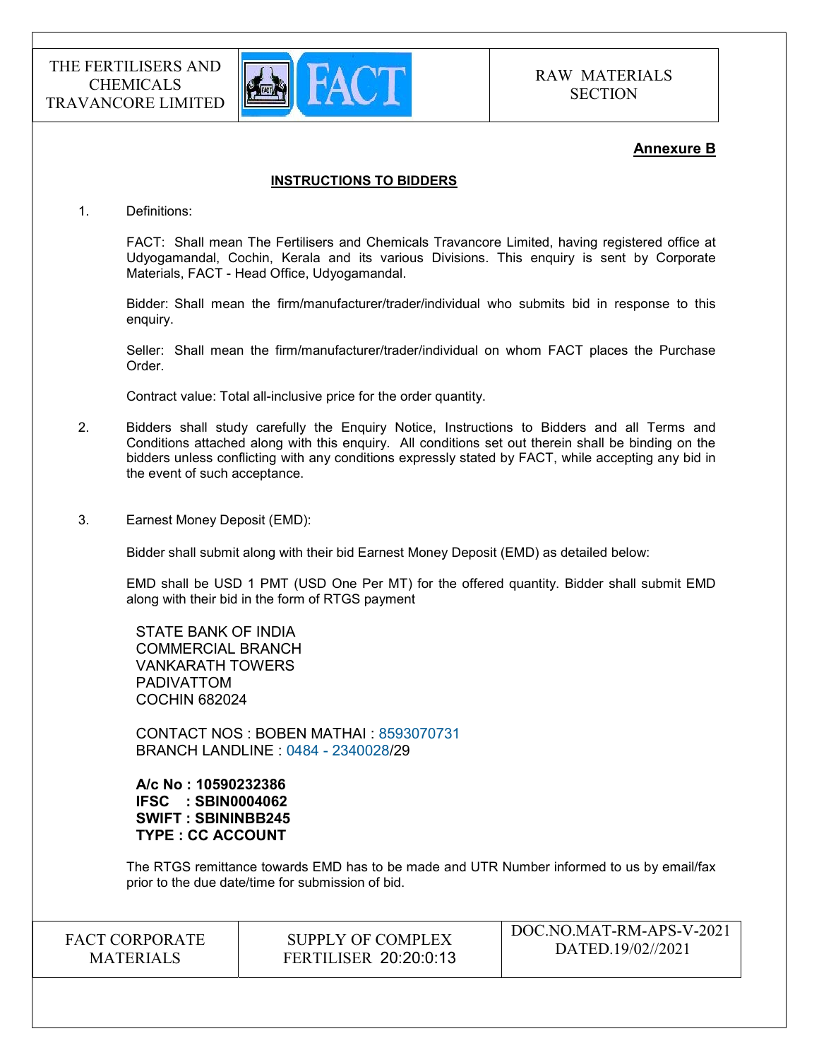**Annexure B**

**INSTRUCTIONS TO BIDDERS**

1. Definitions:

   FACT: Shall mean The Fertilisers and Chemicals Travancore Limited, having registered office at Udyogamandal, Cochin, Kerala and its various Divisions. This enquiry is sent by Corporate Materials, FACT - Head Office, Udyogamandal.

   Bidder: Shall mean the firm/manufacturer/trader/individual who submits bid in response to this enquiry.

   Seller: Shall mean the firm/manufacturer/trader/individual on whom FACT places the Purchase Order.

   Contract value: Total all-inclusive price for the order quantity.

2. Bidders shall study carefully the Enquiry Notice, Instructions to Bidders and all Terms and Conditions attached along with this enquiry. All conditions set out therein shall be binding on the bidders unless conflicting with any conditions expressly stated by FACT, while accepting any bid in the event of such acceptance.

3. Earnest Money Deposit (EMD):

   Bidder shall submit along with their bid Earnest Money Deposit (EMD) as detailed below:

   EMD shall be USD 1 PMT (USD One Per MT) for the offered quantity. Bidder shall submit EMD along with their bid in the form of RTGS payment

   STATE BANK OF INDIA
   COMMERCIAL BRANCH
   VANKARATH TOWERS
   PADIVATTOM
   COCHIN 682024

   CONTACT NOS : BOBEN MATHAI : 8593070731
   BRANCH LANDLINE : 0484 - 2340028/29

   **A/c No : 10590232386**
   **IFSC : SBIN0004062**
   **SWIFT : SBININBB245**
   **TYPE : CC ACCOUNT**

   The RTGS remittance towards EMD has to be made and UTR Number informed to us by email/fax prior to the due date/time for submission of bid.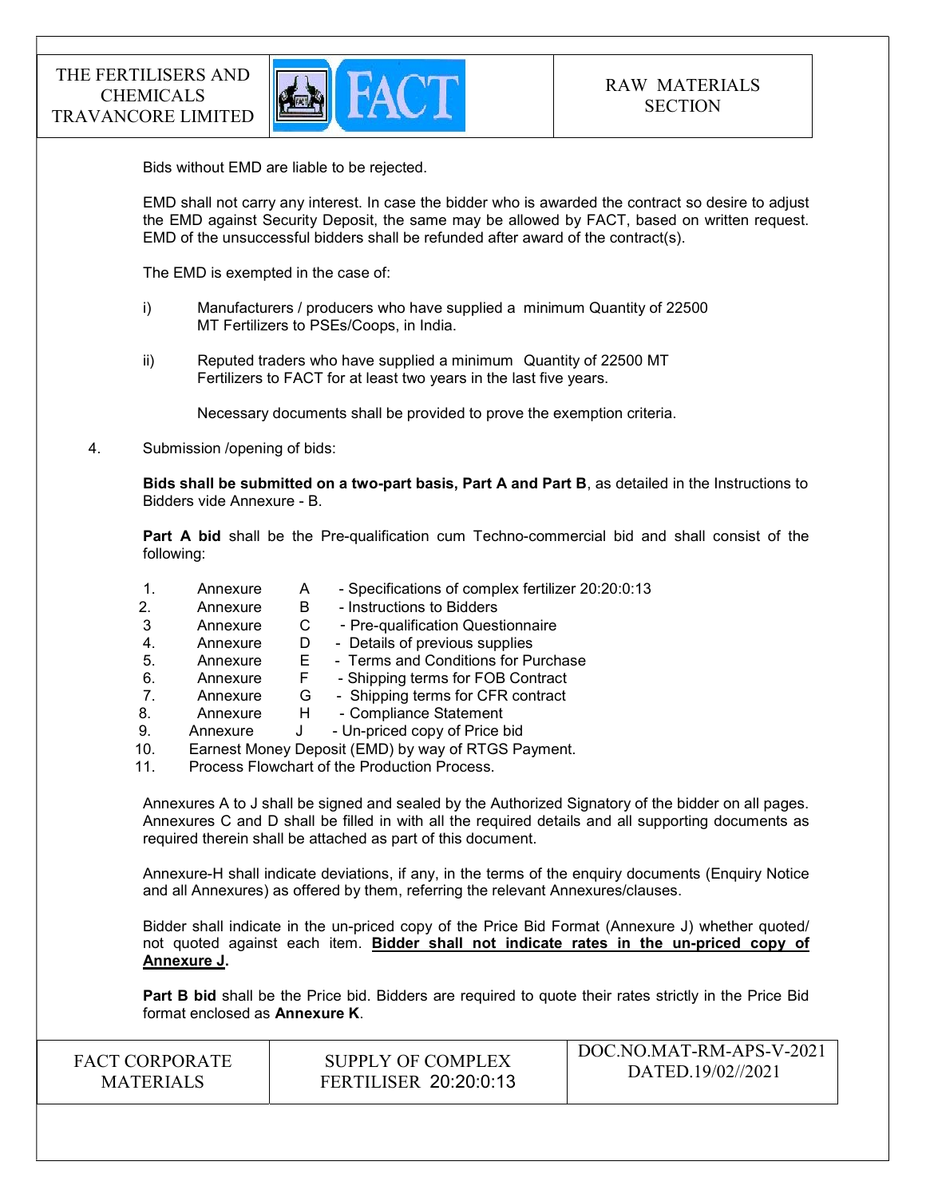Bids without EMD are liable to be rejected.

EMD shall not carry any interest. In case the bidder who is awarded the contract so desire to adjust the EMD against Security Deposit, the same may be allowed by FACT, based on written request. EMD of the unsuccessful bidders shall be refunded after award of the contract(s).

The EMD is exempted in the case of:

i) Manufacturers / producers who have supplied a minimum Quantity of 22500 MT Fertilizers to PSEs/Coops, in India.

ii) Reputed traders who have supplied a minimum Quantity of 22500 MT Fertilizers to FACT for at least two years in the last five years.

Necessary documents shall be provided to prove the exemption criteria.

4. Submission /opening of bids:

**Bids shall be submitted on a two-part basis, Part A and Part B**, as detailed in the Instructions to Bidders vide Annexure - B.

**Part A bid** shall be the Pre-qualification cum Techno-commercial bid and shall consist of the following:

1. Annexure A - Specifications of complex fertilizer 20:20:0:13
2. Annexure B - Instructions to Bidders
3. Annexure C - Pre-qualification Questionnaire
4. Annexure D - Details of previous supplies
5. Annexure E - Terms and Conditions for Purchase
6. Annexure F - Shipping terms for FOB Contract
7. Annexure G - Shipping terms for CFR contract
8. Annexure H - Compliance Statement
9. Annexure J - Un-priced copy of Price bid
10. Earnest Money Deposit (EMD) by way of RTGS Payment.
11. Process Flowchart of the Production Process.

Annexures A to J shall be signed and sealed by the Authorized Signatory of the bidder on all pages. Annexures C and D shall be filled in with all the required details and all supporting documents as required therein shall be attached as part of this document.

Annexure-H shall indicate deviations, if any, in the terms of the enquiry documents (Enquiry Notice and all Annexures) as offered by them, referring the relevant Annexures/clauses.

Bidder shall indicate in the un-priced copy of the Price Bid Format (Annexure J) whether quoted/ not quoted against each item. **Bidder shall not indicate rates in the un-priced copy of Annexure J.**

**Part B bid** shall be the Price bid. Bidders are required to quote their rates strictly in the Price Bid format enclosed as **Annexure K**.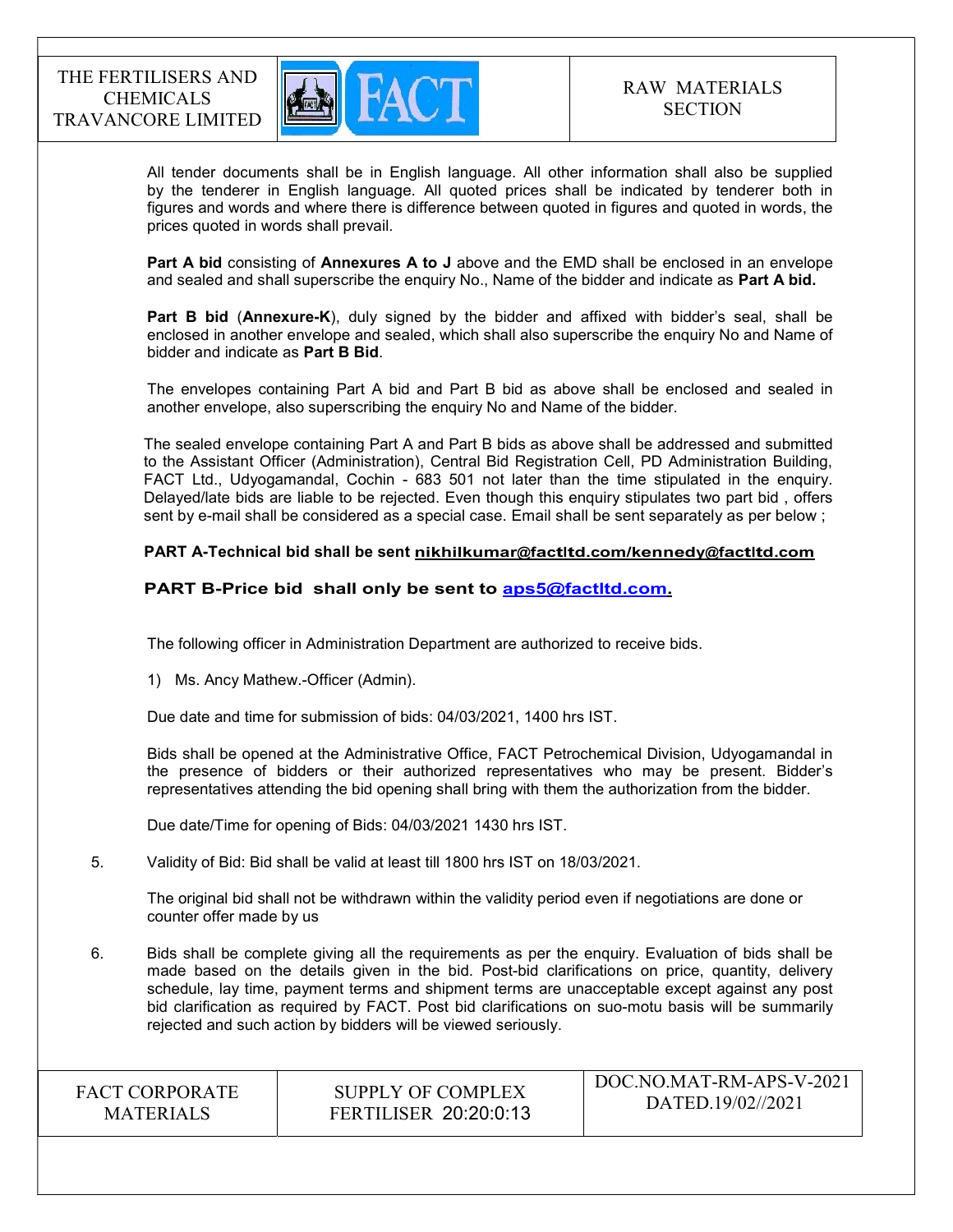All tender documents shall be in English language. All other information shall also be supplied by the tenderer in English language. All quoted prices shall be indicated by tenderer both in figures and words and where there is difference between quoted in figures and quoted in words, the prices quoted in words shall prevail.

**Part A bid** consisting of **Annexures A to J** above and the EMD shall be enclosed in an envelope and sealed and shall superscribe the enquiry No., Name of the bidder and indicate as **Part A bid.**

**Part B bid** (**Annexure-K**), duly signed by the bidder and affixed with bidder's seal, shall be enclosed in another envelope and sealed, which shall also superscribe the enquiry No and Name of bidder and indicate as **Part B Bid**.

The envelopes containing Part A bid and Part B bid as above shall be enclosed and sealed in another envelope, also superscribing the enquiry No and Name of the bidder.

The sealed envelope containing Part A and Part B bids as above shall be addressed and submitted to the Assistant Officer (Administration), Central Bid Registration Cell, PD Administration Building, FACT Ltd., Udyogamandal, Cochin - 683 501 not later than the time stipulated in the enquiry. Delayed/late bids are liable to be rejected. Even though this enquiry stipulates two part bid , offers sent by e-mail shall be considered as a special case. Email shall be sent separately as per below ;

**PART A-Technical bid shall be sent nikhilkumar@factltd.com/kennedy@factltd.com**

**PART B-Price bid shall only be sent to aps5@factltd.com.**

The following officer in Administration Department are authorized to receive bids.

1) Ms. Ancy Mathew.-Officer (Admin).

Due date and time for submission of bids: 04/03/2021, 1400 hrs IST.

Bids shall be opened at the Administrative Office, FACT Petrochemical Division, Udyogamandal in the presence of bidders or their authorized representatives who may be present. Bidder's representatives attending the bid opening shall bring with them the authorization from the bidder.

Due date/Time for opening of Bids: 04/03/2021 1430 hrs IST.

5. Validity of Bid: Bid shall be valid at least till 1800 hrs IST on 18/03/2021.

   The original bid shall not be withdrawn within the validity period even if negotiations are done or counter offer made by us

6. Bids shall be complete giving all the requirements as per the enquiry. Evaluation of bids shall be made based on the details given in the bid. Post-bid clarifications on price, quantity, delivery schedule, lay time, payment terms and shipment terms are unacceptable except against any post bid clarification as required by FACT. Post bid clarifications on suo-motu basis will be summarily rejected and such action by bidders will be viewed seriously.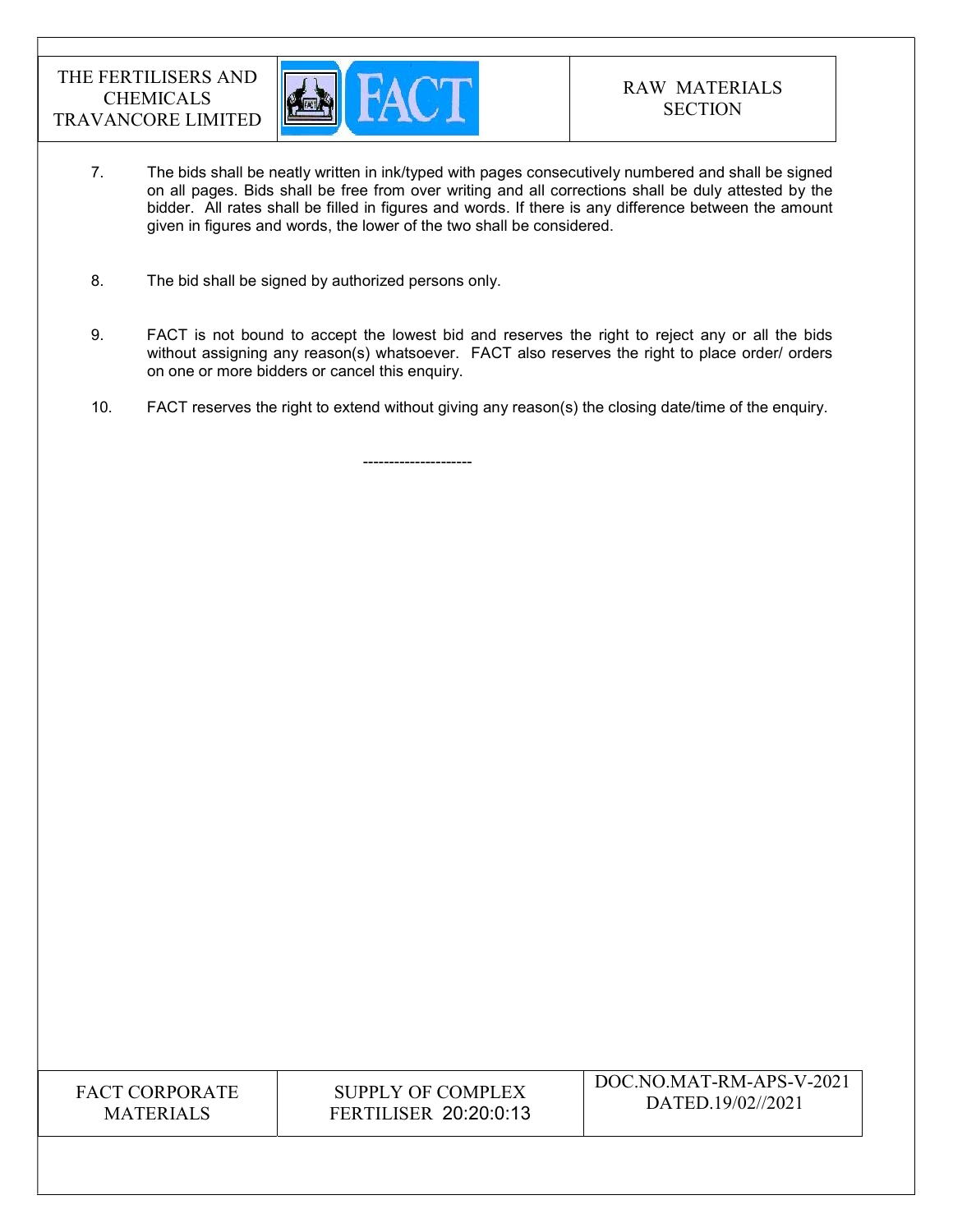7. The bids shall be neatly written in ink/typed with pages consecutively numbered and shall be signed on all pages. Bids shall be free from over writing and all corrections shall be duly attested by the bidder. All rates shall be filled in figures and words. If there is any difference between the amount given in figures and words, the lower of the two shall be considered.

8. The bid shall be signed by authorized persons only.

9. FACT is not bound to accept the lowest bid and reserves the right to reject any or all the bids without assigning any reason(s) whatsoever. FACT also reserves the right to place order/ orders on one or more bidders or cancel this enquiry.

10. FACT reserves the right to extend without giving any reason(s) the closing date/time of the enquiry.

---------------------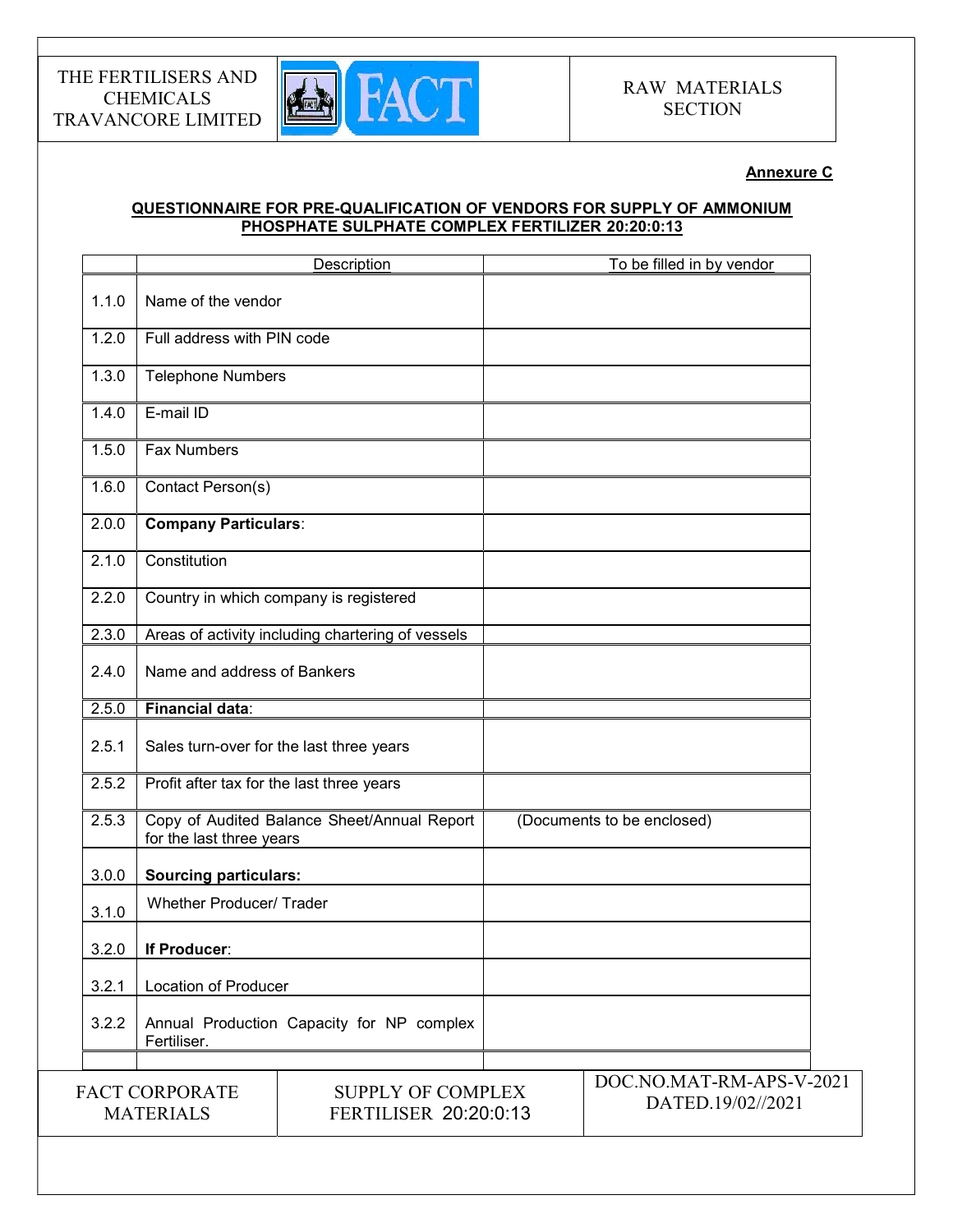**Annexure C**

**QUESTIONNAIRE FOR PRE-QUALIFICATION OF VENDORS FOR SUPPLY OF AMMONIUM PHOSPHATE SULPHATE COMPLEX FERTILIZER 20:20:0:13**

| | Description | To be filled in by vendor |
|---|---|---|
| 1.1.0 | Name of the vendor | |
| 1.2.0 | Full address with PIN code | |
| 1.3.0 | Telephone Numbers | |
| 1.4.0 | E-mail ID | |
| 1.5.0 | Fax Numbers | |
| 1.6.0 | Contact Person(s) | |
| 2.0.0 | **Company Particulars**: | |
| 2.1.0 | Constitution | |
| 2.2.0 | Country in which company is registered | |
| 2.3.0 | Areas of activity including chartering of vessels | |
| 2.4.0 | Name and address of Bankers | |
| 2.5.0 | **Financial data**: | |
| 2.5.1 | Sales turn-over for the last three years | |
| 2.5.2 | Profit after tax for the last three years | |
| 2.5.3 | Copy of Audited Balance Sheet/Annual Report for the last three years | (Documents to be enclosed) |
| 3.0.0 | **Sourcing particulars:** | |
| 3.1.0 | Whether Producer/ Trader | |
| 3.2.0 | **If Producer**: | |
| 3.2.1 | Location of Producer | |
| 3.2.2 | Annual Production Capacity for NP complex Fertiliser. | |
| | | |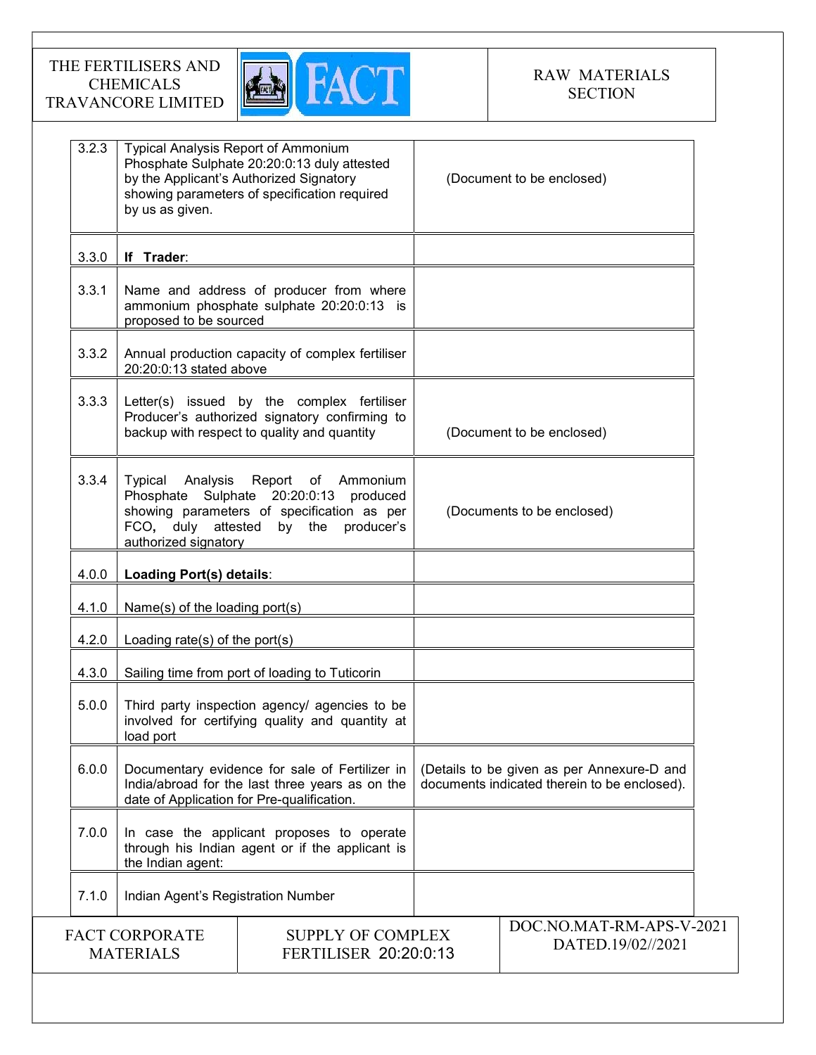| | | |
|---|---|---|
| 3.2.3 | Typical Analysis Report of Ammonium Phosphate Sulphate 20:20:0:13 duly attested by the Applicant's Authorized Signatory showing parameters of specification required by us as given. | (Document to be enclosed) |
| 3.3.0 | **If Trader**: | |
| 3.3.1 | Name and address of producer from where ammonium phosphate sulphate 20:20:0:13 is proposed to be sourced | |
| 3.3.2 | Annual production capacity of complex fertiliser 20:20:0:13 stated above | |
| 3.3.3 | Letter(s) issued by the complex fertiliser Producer's authorized signatory confirming to backup with respect to quality and quantity | (Document to be enclosed) |
| 3.3.4 | Typical Analysis Report of Ammonium Phosphate Sulphate 20:20:0:13 produced showing parameters of specification as per FCO, duly attested by the producer's authorized signatory | (Documents to be enclosed) |
| 4.0.0 | **Loading Port(s) details**: | |
| 4.1.0 | Name(s) of the loading port(s) | |
| 4.2.0 | Loading rate(s) of the port(s) | |
| 4.3.0 | Sailing time from port of loading to Tuticorin | |
| 5.0.0 | Third party inspection agency/ agencies to be involved for certifying quality and quantity at load port | |
| 6.0.0 | Documentary evidence for sale of Fertilizer in India/abroad for the last three years as on the date of Application for Pre-qualification. | (Details to be given as per Annexure-D and documents indicated therein to be enclosed). |
| 7.0.0 | In case the applicant proposes to operate through his Indian agent or if the applicant is the Indian agent: | |
| 7.1.0 | Indian Agent's Registration Number | |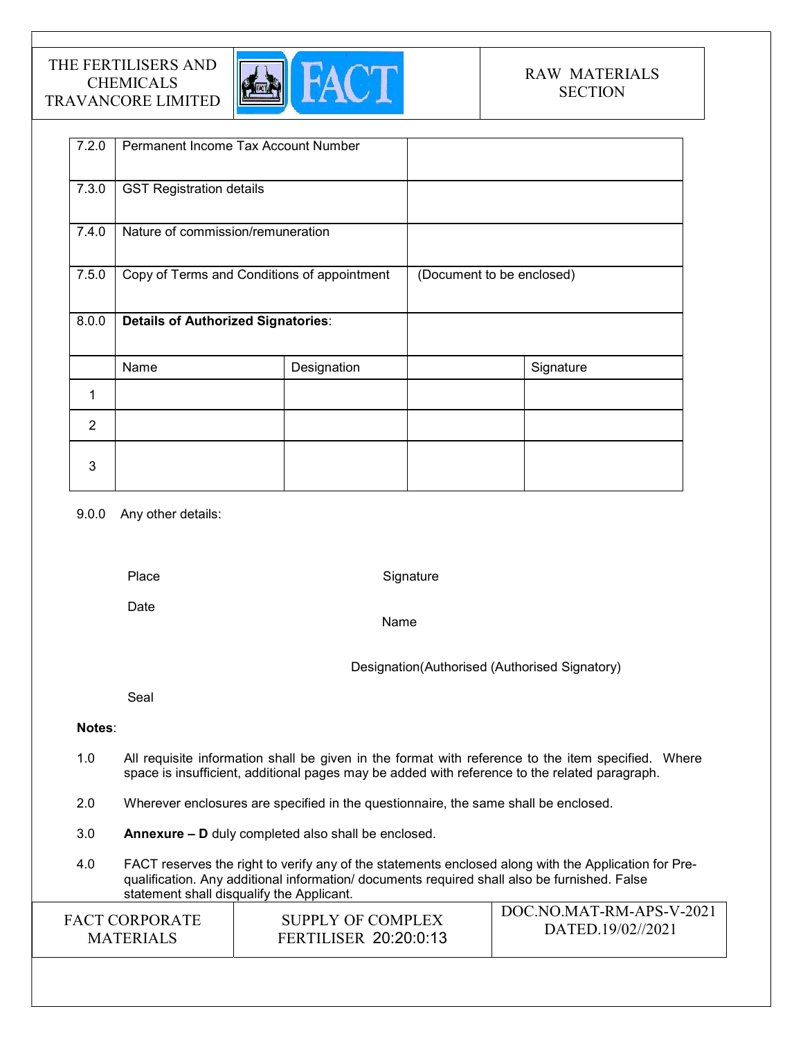| | | | | |
|---|---|---|---|---|
| 7.2.0 | Permanent Income Tax Account Number | | | |
| 7.3.0 | GST Registration details | | | |
| 7.4.0 | Nature of commission/remuneration | | | |
| 7.5.0 | Copy of Terms and Conditions of appointment | | (Document to be enclosed) | |
| 8.0.0 | **Details of Authorized Signatories**: | | | |
| | Name | Designation | | Signature |
| 1 | | | | |
| 2 | | | | |
| 3 | | | | |

9.0.0 Any other details:

Place

Date

Signature

Name

Designation(Authorised (Authorised Signatory)

Seal

**Notes**:

1.0 All requisite information shall be given in the format with reference to the item specified. Where space is insufficient, additional pages may be added with reference to the related paragraph.

2.0 Wherever enclosures are specified in the questionnaire, the same shall be enclosed.

3.0 **Annexure – D** duly completed also shall be enclosed.

4.0 FACT reserves the right to verify any of the statements enclosed along with the Application for Pre-qualification. Any additional information/ documents required shall also be furnished. False statement shall disqualify the Applicant.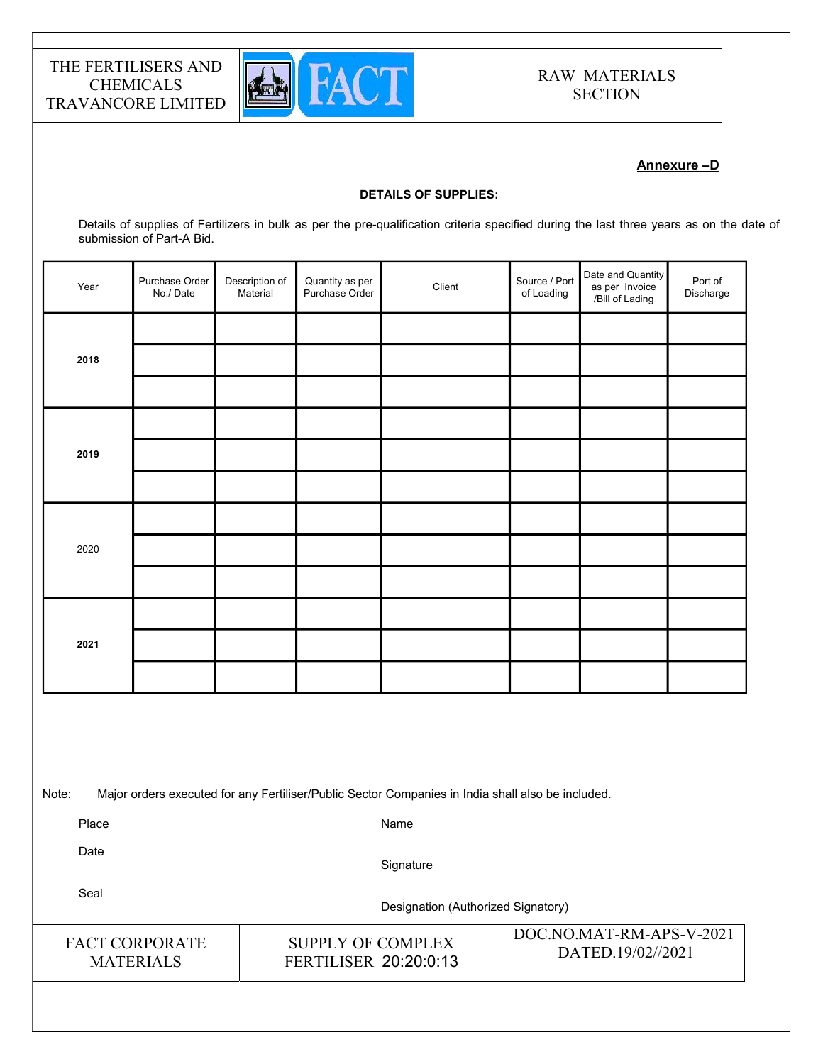**Annexure –D**

**DETAILS OF SUPPLIES:**

Details of supplies of Fertilizers in bulk as per the pre-qualification criteria specified during the last three years as on the date of submission of Part-A Bid.

| Year | Purchase Order No./ Date | Description of Material | Quantity as per Purchase Order | Client | Source / Port of Loading | Date and Quantity as per Invoice /Bill of Lading | Port of Discharge |
|---|---|---|---|---|---|---|---|
| **2018** | | | | | | | |
| | | | | | | | |
| | | | | | | | |
| **2019** | | | | | | | |
| | | | | | | | |
| | | | | | | | |
| 2020 | | | | | | | |
| | | | | | | | |
| | | | | | | | |
| **2021** | | | | | | | |
| | | | | | | | |
| | | | | | | | |

Note: Major orders executed for any Fertiliser/Public Sector Companies in India shall also be included.

Place

Date

Seal

Name

Signature

Designation (Authorized Signatory)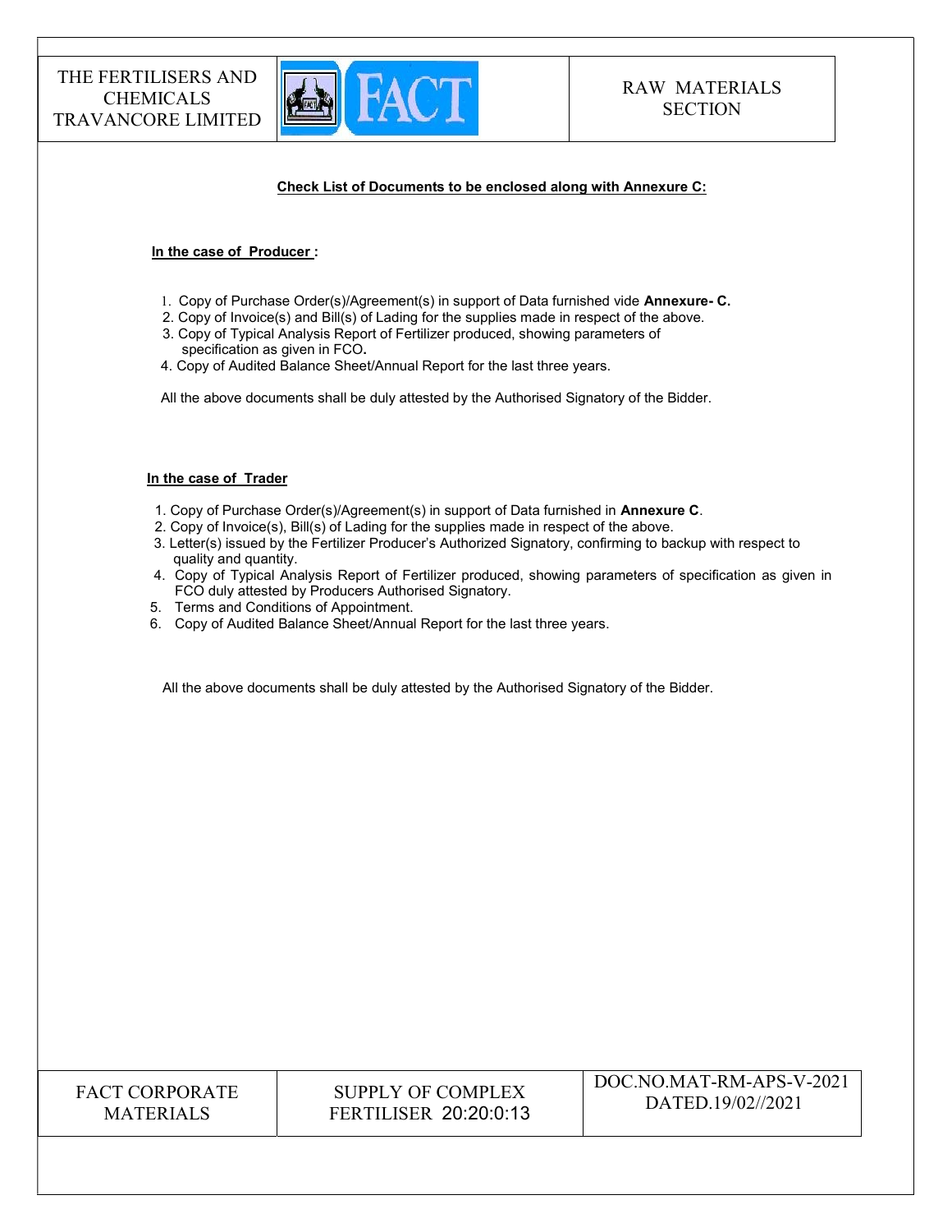**Check List of Documents to be enclosed along with Annexure C:**

**In the case of Producer :**

1. Copy of Purchase Order(s)/Agreement(s) in support of Data furnished vide **Annexure- C.**
2. Copy of Invoice(s) and Bill(s) of Lading for the supplies made in respect of the above.
3. Copy of Typical Analysis Report of Fertilizer produced, showing parameters of specification as given in FCO**.**
4. Copy of Audited Balance Sheet/Annual Report for the last three years.

All the above documents shall be duly attested by the Authorised Signatory of the Bidder.

**In the case of Trader**

1. Copy of Purchase Order(s)/Agreement(s) in support of Data furnished in **Annexure C**.
2. Copy of Invoice(s), Bill(s) of Lading for the supplies made in respect of the above.
3. Letter(s) issued by the Fertilizer Producer's Authorized Signatory, confirming to backup with respect to quality and quantity.
4. Copy of Typical Analysis Report of Fertilizer produced, showing parameters of specification as given in FCO duly attested by Producers Authorised Signatory.
5. Terms and Conditions of Appointment.
6. Copy of Audited Balance Sheet/Annual Report for the last three years.

All the above documents shall be duly attested by the Authorised Signatory of the Bidder.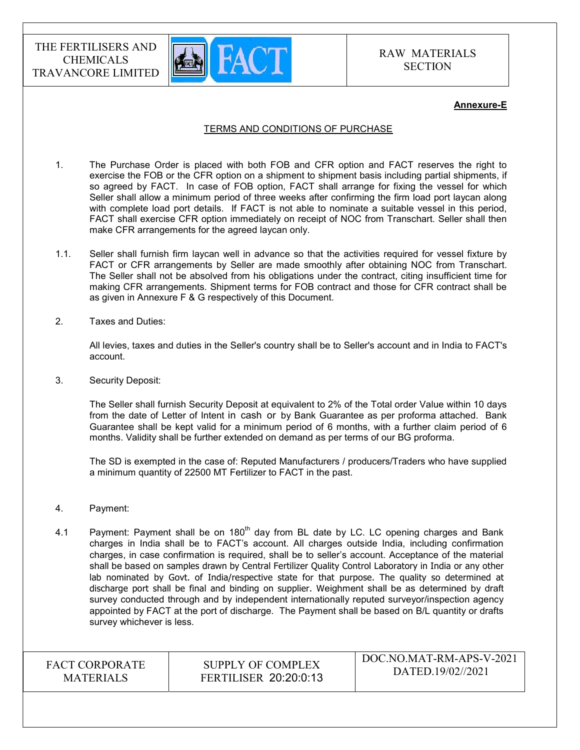**Annexure-E**

## TERMS AND CONDITIONS OF PURCHASE

1. The Purchase Order is placed with both FOB and CFR option and FACT reserves the right to exercise the FOB or the CFR option on a shipment to shipment basis including partial shipments, if so agreed by FACT. In case of FOB option, FACT shall arrange for fixing the vessel for which Seller shall allow a minimum period of three weeks after confirming the firm load port laycan along with complete load port details. If FACT is not able to nominate a suitable vessel in this period, FACT shall exercise CFR option immediately on receipt of NOC from Transchart. Seller shall then make CFR arrangements for the agreed laycan only.

1.1. Seller shall furnish firm laycan well in advance so that the activities required for vessel fixture by FACT or CFR arrangements by Seller are made smoothly after obtaining NOC from Transchart. The Seller shall not be absolved from his obligations under the contract, citing insufficient time for making CFR arrangements. Shipment terms for FOB contract and those for CFR contract shall be as given in Annexure F & G respectively of this Document.

2. Taxes and Duties:

   All levies, taxes and duties in the Seller's country shall be to Seller's account and in India to FACT's account.

3. Security Deposit:

   The Seller shall furnish Security Deposit at equivalent to 2% of the Total order Value within 10 days from the date of Letter of Intent in cash or by Bank Guarantee as per proforma attached. Bank Guarantee shall be kept valid for a minimum period of 6 months, with a further claim period of 6 months. Validity shall be further extended on demand as per terms of our BG proforma.

   The SD is exempted in the case of: Reputed Manufacturers / producers/Traders who have supplied a minimum quantity of 22500 MT Fertilizer to FACT in the past.

4. Payment:

4.1 Payment: Payment shall be on 180th day from BL date by LC. LC opening charges and Bank charges in India shall be to FACT's account. All charges outside India, including confirmation charges, in case confirmation is required, shall be to seller's account. Acceptance of the material shall be based on samples drawn by Central Fertilizer Quality Control Laboratory in India or any other lab nominated by Govt. of India/respective state for that purpose. The quality so determined at discharge port shall be final and binding on supplier. Weighment shall be as determined by draft survey conducted through and by independent internationally reputed surveyor/inspection agency appointed by FACT at the port of discharge. The Payment shall be based on B/L quantity or drafts survey whichever is less.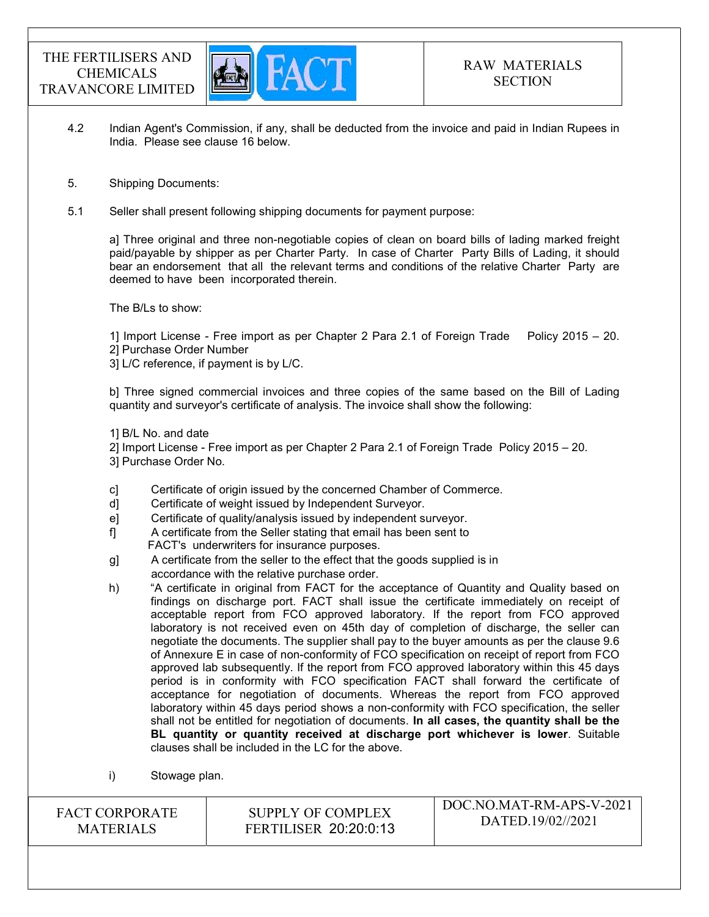4.2 Indian Agent's Commission, if any, shall be deducted from the invoice and paid in Indian Rupees in India. Please see clause 16 below.

5. Shipping Documents:

5.1 Seller shall present following shipping documents for payment purpose:

a] Three original and three non-negotiable copies of clean on board bills of lading marked freight paid/payable by shipper as per Charter Party. In case of Charter Party Bills of Lading, it should bear an endorsement that all the relevant terms and conditions of the relative Charter Party are deemed to have been incorporated therein.

The B/Ls to show:

1] Import License - Free import as per Chapter 2 Para 2.1 of Foreign Trade Policy 2015 – 20.
2] Purchase Order Number
3] L/C reference, if payment is by L/C.

b] Three signed commercial invoices and three copies of the same based on the Bill of Lading quantity and surveyor's certificate of analysis. The invoice shall show the following:

1] B/L No. and date
2] Import License - Free import as per Chapter 2 Para 2.1 of Foreign Trade Policy 2015 – 20.
3] Purchase Order No.

c] Certificate of origin issued by the concerned Chamber of Commerce.

d] Certificate of weight issued by Independent Surveyor.

e] Certificate of quality/analysis issued by independent surveyor.

f] A certificate from the Seller stating that email has been sent to FACT's underwriters for insurance purposes.

g] A certificate from the seller to the effect that the goods supplied is in accordance with the relative purchase order.

h) "A certificate in original from FACT for the acceptance of Quantity and Quality based on findings on discharge port. FACT shall issue the certificate immediately on receipt of acceptable report from FCO approved laboratory. If the report from FCO approved laboratory is not received even on 45th day of completion of discharge, the seller can negotiate the documents. The supplier shall pay to the buyer amounts as per the clause 9.6 of Annexure E in case of non-conformity of FCO specification on receipt of report from FCO approved lab subsequently. If the report from FCO approved laboratory within this 45 days period is in conformity with FCO specification FACT shall forward the certificate of acceptance for negotiation of documents. Whereas the report from FCO approved laboratory within 45 days period shows a non-conformity with FCO specification, the seller shall not be entitled for negotiation of documents. **In all cases, the quantity shall be the BL quantity or quantity received at discharge port whichever is lower**. Suitable clauses shall be included in the LC for the above.

i) Stowage plan.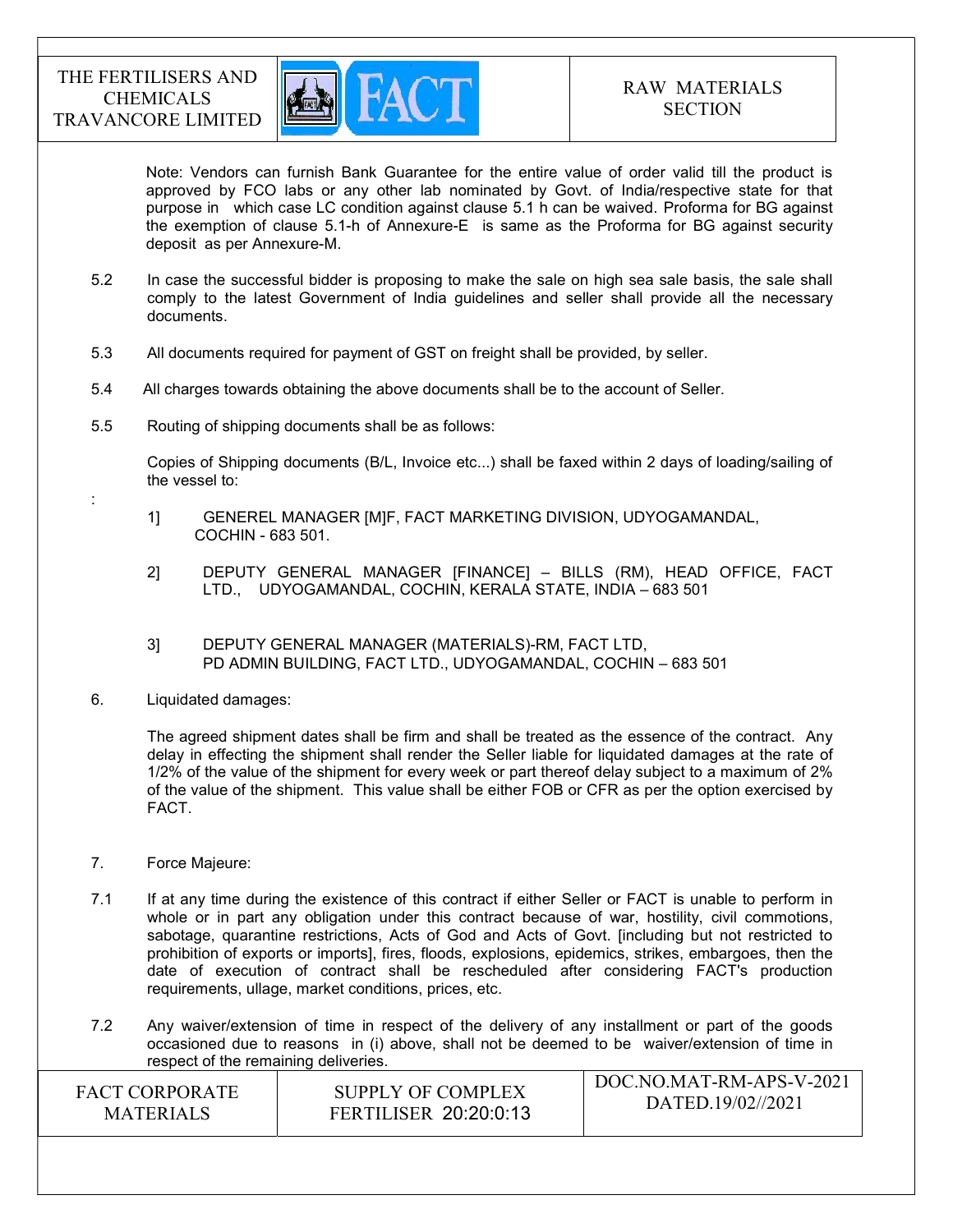Note: Vendors can furnish Bank Guarantee for the entire value of order valid till the product is approved by FCO labs or any other lab nominated by Govt. of India/respective state for that purpose in which case LC condition against clause 5.1 h can be waived. Proforma for BG against the exemption of clause 5.1-h of Annexure-E is same as the Proforma for BG against security deposit as per Annexure-M.

5.2 In case the successful bidder is proposing to make the sale on high sea sale basis, the sale shall comply to the latest Government of India guidelines and seller shall provide all the necessary documents.

5.3 All documents required for payment of GST on freight shall be provided, by seller.

5.4 All charges towards obtaining the above documents shall be to the account of Seller.

5.5 Routing of shipping documents shall be as follows:

Copies of Shipping documents (B/L, Invoice etc...) shall be faxed within 2 days of loading/sailing of the vessel to:

:

1] GENEREL MANAGER [M]F, FACT MARKETING DIVISION, UDYOGAMANDAL, COCHIN - 683 501.

2] DEPUTY GENERAL MANAGER [FINANCE] – BILLS (RM), HEAD OFFICE, FACT LTD., UDYOGAMANDAL, COCHIN, KERALA STATE, INDIA – 683 501

3] DEPUTY GENERAL MANAGER (MATERIALS)-RM, FACT LTD, PD ADMIN BUILDING, FACT LTD., UDYOGAMANDAL, COCHIN – 683 501

6. Liquidated damages:

The agreed shipment dates shall be firm and shall be treated as the essence of the contract. Any delay in effecting the shipment shall render the Seller liable for liquidated damages at the rate of 1/2% of the value of the shipment for every week or part thereof delay subject to a maximum of 2% of the value of the shipment. This value shall be either FOB or CFR as per the option exercised by FACT.

7. Force Majeure:

7.1 If at any time during the existence of this contract if either Seller or FACT is unable to perform in whole or in part any obligation under this contract because of war, hostility, civil commotions, sabotage, quarantine restrictions, Acts of God and Acts of Govt. [including but not restricted to prohibition of exports or imports], fires, floods, explosions, epidemics, strikes, embargoes, then the date of execution of contract shall be rescheduled after considering FACT's production requirements, ullage, market conditions, prices, etc.

7.2 Any waiver/extension of time in respect of the delivery of any installment or part of the goods occasioned due to reasons in (i) above, shall not be deemed to be waiver/extension of time in respect of the remaining deliveries.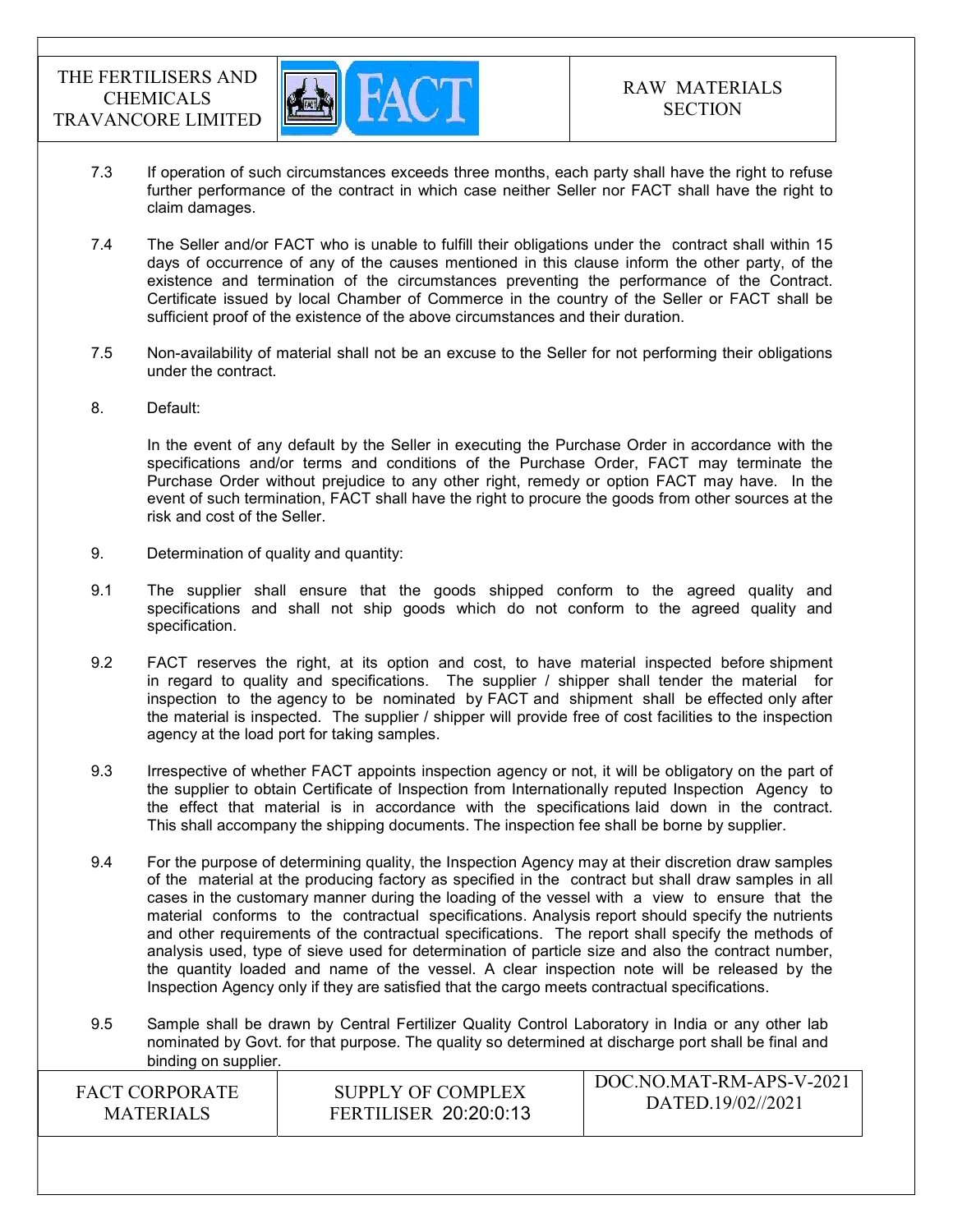7.3 If operation of such circumstances exceeds three months, each party shall have the right to refuse further performance of the contract in which case neither Seller nor FACT shall have the right to claim damages.

7.4 The Seller and/or FACT who is unable to fulfill their obligations under the contract shall within 15 days of occurrence of any of the causes mentioned in this clause inform the other party, of the existence and termination of the circumstances preventing the performance of the Contract. Certificate issued by local Chamber of Commerce in the country of the Seller or FACT shall be sufficient proof of the existence of the above circumstances and their duration.

7.5 Non-availability of material shall not be an excuse to the Seller for not performing their obligations under the contract.

8. Default:

In the event of any default by the Seller in executing the Purchase Order in accordance with the specifications and/or terms and conditions of the Purchase Order, FACT may terminate the Purchase Order without prejudice to any other right, remedy or option FACT may have. In the event of such termination, FACT shall have the right to procure the goods from other sources at the risk and cost of the Seller.

9. Determination of quality and quantity:

9.1 The supplier shall ensure that the goods shipped conform to the agreed quality and specifications and shall not ship goods which do not conform to the agreed quality and specification.

9.2 FACT reserves the right, at its option and cost, to have material inspected before shipment in regard to quality and specifications. The supplier / shipper shall tender the material for inspection to the agency to be nominated by FACT and shipment shall be effected only after the material is inspected. The supplier / shipper will provide free of cost facilities to the inspection agency at the load port for taking samples.

9.3 Irrespective of whether FACT appoints inspection agency or not, it will be obligatory on the part of the supplier to obtain Certificate of Inspection from Internationally reputed Inspection Agency to the effect that material is in accordance with the specifications laid down in the contract. This shall accompany the shipping documents. The inspection fee shall be borne by supplier.

9.4 For the purpose of determining quality, the Inspection Agency may at their discretion draw samples of the material at the producing factory as specified in the contract but shall draw samples in all cases in the customary manner during the loading of the vessel with a view to ensure that the material conforms to the contractual specifications. Analysis report should specify the nutrients and other requirements of the contractual specifications. The report shall specify the methods of analysis used, type of sieve used for determination of particle size and also the contract number, the quantity loaded and name of the vessel. A clear inspection note will be released by the Inspection Agency only if they are satisfied that the cargo meets contractual specifications.

9.5 Sample shall be drawn by Central Fertilizer Quality Control Laboratory in India or any other lab nominated by Govt. for that purpose. The quality so determined at discharge port shall be final and binding on supplier.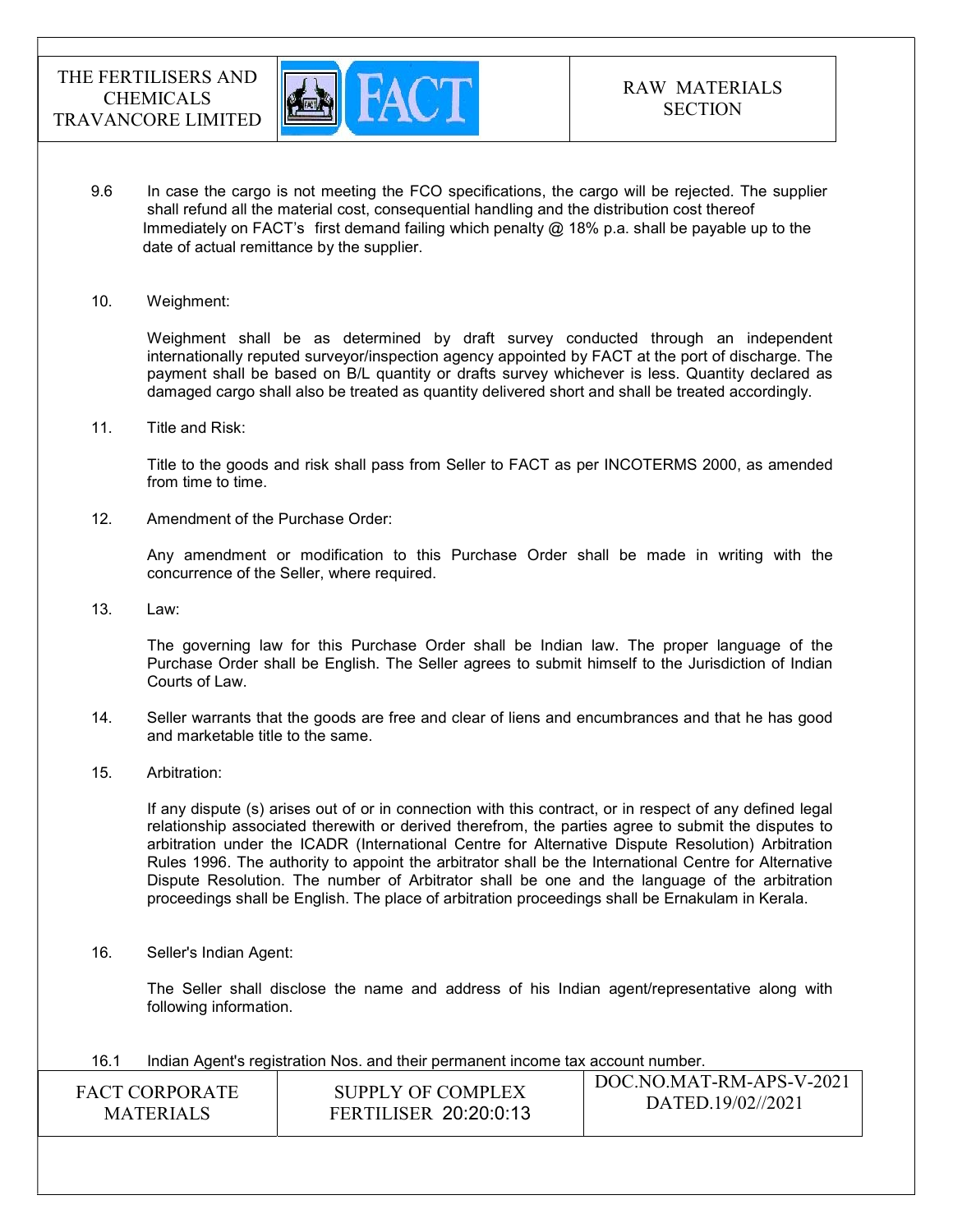9.6 In case the cargo is not meeting the FCO specifications, the cargo will be rejected. The supplier shall refund all the material cost, consequential handling and the distribution cost thereof Immediately on FACT's first demand failing which penalty @ 18% p.a. shall be payable up to the date of actual remittance by the supplier.

10. Weighment:

Weighment shall be as determined by draft survey conducted through an independent internationally reputed surveyor/inspection agency appointed by FACT at the port of discharge. The payment shall be based on B/L quantity or drafts survey whichever is less. Quantity declared as damaged cargo shall also be treated as quantity delivered short and shall be treated accordingly.

11. Title and Risk:

Title to the goods and risk shall pass from Seller to FACT as per INCOTERMS 2000, as amended from time to time.

12. Amendment of the Purchase Order:

Any amendment or modification to this Purchase Order shall be made in writing with the concurrence of the Seller, where required.

13. Law:

The governing law for this Purchase Order shall be Indian law. The proper language of the Purchase Order shall be English. The Seller agrees to submit himself to the Jurisdiction of Indian Courts of Law.

14. Seller warrants that the goods are free and clear of liens and encumbrances and that he has good and marketable title to the same.

15. Arbitration:

If any dispute (s) arises out of or in connection with this contract, or in respect of any defined legal relationship associated therewith or derived therefrom, the parties agree to submit the disputes to arbitration under the ICADR (International Centre for Alternative Dispute Resolution) Arbitration Rules 1996. The authority to appoint the arbitrator shall be the International Centre for Alternative Dispute Resolution. The number of Arbitrator shall be one and the language of the arbitration proceedings shall be English. The place of arbitration proceedings shall be Ernakulam in Kerala.

16. Seller's Indian Agent:

The Seller shall disclose the name and address of his Indian agent/representative along with following information.

16.1 Indian Agent's registration Nos. and their permanent income tax account number.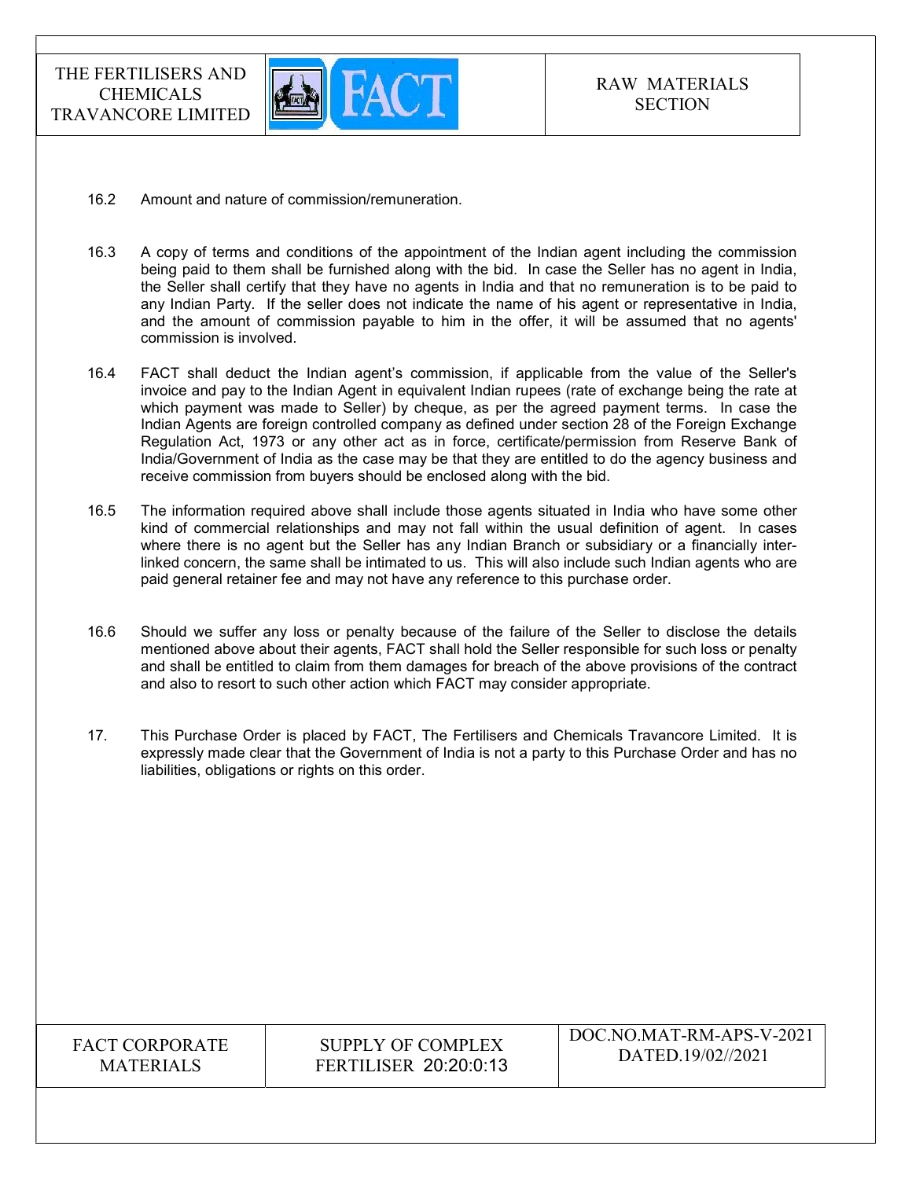16.2 Amount and nature of commission/remuneration.

16.3 A copy of terms and conditions of the appointment of the Indian agent including the commission being paid to them shall be furnished along with the bid. In case the Seller has no agent in India, the Seller shall certify that they have no agents in India and that no remuneration is to be paid to any Indian Party. If the seller does not indicate the name of his agent or representative in India, and the amount of commission payable to him in the offer, it will be assumed that no agents' commission is involved.

16.4 FACT shall deduct the Indian agent's commission, if applicable from the value of the Seller's invoice and pay to the Indian Agent in equivalent Indian rupees (rate of exchange being the rate at which payment was made to Seller) by cheque, as per the agreed payment terms. In case the Indian Agents are foreign controlled company as defined under section 28 of the Foreign Exchange Regulation Act, 1973 or any other act as in force, certificate/permission from Reserve Bank of India/Government of India as the case may be that they are entitled to do the agency business and receive commission from buyers should be enclosed along with the bid.

16.5 The information required above shall include those agents situated in India who have some other kind of commercial relationships and may not fall within the usual definition of agent. In cases where there is no agent but the Seller has any Indian Branch or subsidiary or a financially inter-linked concern, the same shall be intimated to us. This will also include such Indian agents who are paid general retainer fee and may not have any reference to this purchase order.

16.6 Should we suffer any loss or penalty because of the failure of the Seller to disclose the details mentioned above about their agents, FACT shall hold the Seller responsible for such loss or penalty and shall be entitled to claim from them damages for breach of the above provisions of the contract and also to resort to such other action which FACT may consider appropriate.

17. This Purchase Order is placed by FACT, The Fertilisers and Chemicals Travancore Limited. It is expressly made clear that the Government of India is not a party to this Purchase Order and has no liabilities, obligations or rights on this order.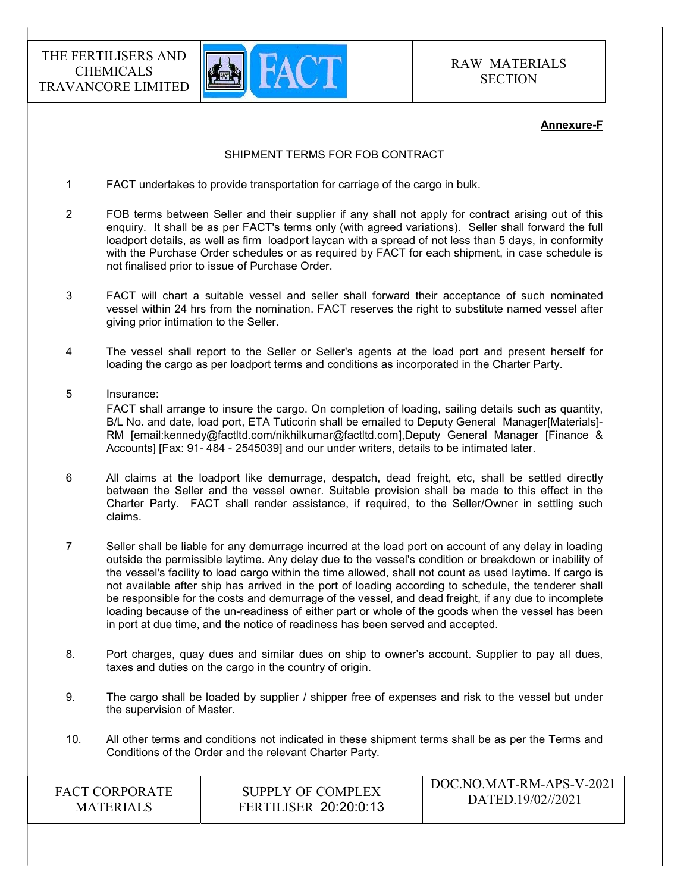**Annexure-F**

SHIPMENT TERMS FOR FOB CONTRACT

1. FACT undertakes to provide transportation for carriage of the cargo in bulk.

2. FOB terms between Seller and their supplier if any shall not apply for contract arising out of this enquiry. It shall be as per FACT's terms only (with agreed variations). Seller shall forward the full loadport details, as well as firm loadport laycan with a spread of not less than 5 days, in conformity with the Purchase Order schedules or as required by FACT for each shipment, in case schedule is not finalised prior to issue of Purchase Order.

3. FACT will chart a suitable vessel and seller shall forward their acceptance of such nominated vessel within 24 hrs from the nomination. FACT reserves the right to substitute named vessel after giving prior intimation to the Seller.

4. The vessel shall report to the Seller or Seller's agents at the load port and present herself for loading the cargo as per loadport terms and conditions as incorporated in the Charter Party.

5. Insurance:
   FACT shall arrange to insure the cargo. On completion of loading, sailing details such as quantity, B/L No. and date, load port, ETA Tuticorin shall be emailed to Deputy General Manager[Materials]-RM [email:kennedy@factltd.com/nikhilkumar@factltd.com],Deputy General Manager [Finance & Accounts] [Fax: 91- 484 - 2545039] and our under writers, details to be intimated later.

6. All claims at the loadport like demurrage, despatch, dead freight, etc, shall be settled directly between the Seller and the vessel owner. Suitable provision shall be made to this effect in the Charter Party. FACT shall render assistance, if required, to the Seller/Owner in settling such claims.

7. Seller shall be liable for any demurrage incurred at the load port on account of any delay in loading outside the permissible laytime. Any delay due to the vessel's condition or breakdown or inability of the vessel's facility to load cargo within the time allowed, shall not count as used laytime. If cargo is not available after ship has arrived in the port of loading according to schedule, the tenderer shall be responsible for the costs and demurrage of the vessel, and dead freight, if any due to incomplete loading because of the un-readiness of either part or whole of the goods when the vessel has been in port at due time, and the notice of readiness has been served and accepted.

8. Port charges, quay dues and similar dues on ship to owner's account. Supplier to pay all dues, taxes and duties on the cargo in the country of origin.

9. The cargo shall be loaded by supplier / shipper free of expenses and risk to the vessel but under the supervision of Master.

10. All other terms and conditions not indicated in these shipment terms shall be as per the Terms and Conditions of the Order and the relevant Charter Party.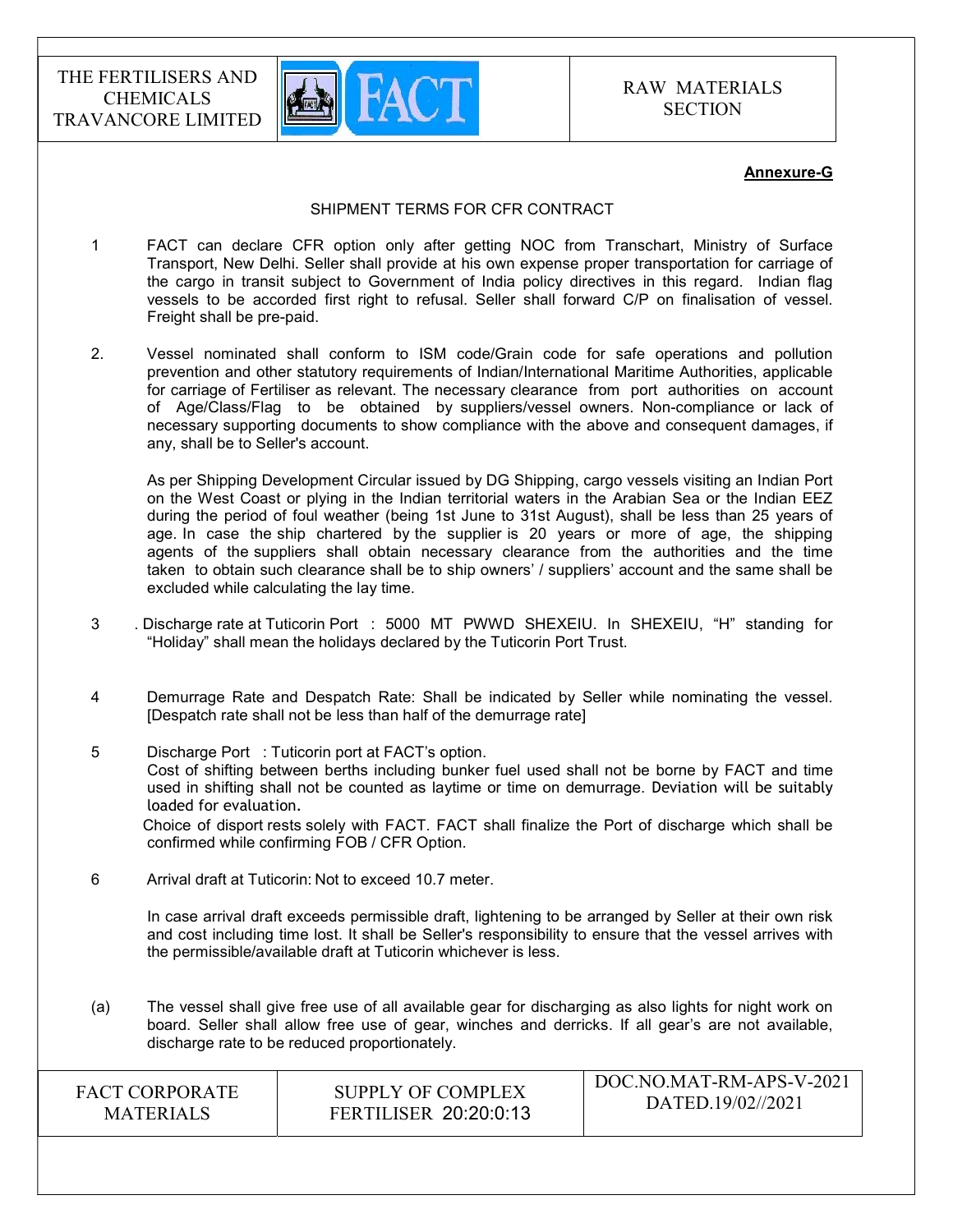**Annexure-G**

SHIPMENT TERMS FOR CFR CONTRACT

1. FACT can declare CFR option only after getting NOC from Transchart, Ministry of Surface Transport, New Delhi. Seller shall provide at his own expense proper transportation for carriage of the cargo in transit subject to Government of India policy directives in this regard. Indian flag vessels to be accorded first right to refusal. Seller shall forward C/P on finalisation of vessel. Freight shall be pre-paid.

2. Vessel nominated shall conform to ISM code/Grain code for safe operations and pollution prevention and other statutory requirements of Indian/International Maritime Authorities, applicable for carriage of Fertiliser as relevant. The necessary clearance from port authorities on account of Age/Class/Flag to be obtained by suppliers/vessel owners. Non-compliance or lack of necessary supporting documents to show compliance with the above and consequent damages, if any, shall be to Seller's account.

   As per Shipping Development Circular issued by DG Shipping, cargo vessels visiting an Indian Port on the West Coast or plying in the Indian territorial waters in the Arabian Sea or the Indian EEZ during the period of foul weather (being 1st June to 31st August), shall be less than 25 years of age. In case the ship chartered by the supplier is 20 years or more of age, the shipping agents of the suppliers shall obtain necessary clearance from the authorities and the time taken to obtain such clearance shall be to ship owners' / suppliers' account and the same shall be excluded while calculating the lay time.

3. . Discharge rate at Tuticorin Port : 5000 MT PWWD SHEXEIU. In SHEXEIU, "H" standing for "Holiday" shall mean the holidays declared by the Tuticorin Port Trust.

4. Demurrage Rate and Despatch Rate: Shall be indicated by Seller while nominating the vessel. [Despatch rate shall not be less than half of the demurrage rate]

5. Discharge Port : Tuticorin port at FACT's option.
   Cost of shifting between berths including bunker fuel used shall not be borne by FACT and time used in shifting shall not be counted as laytime or time on demurrage. Deviation will be suitably loaded for evaluation.
   Choice of disport rests solely with FACT. FACT shall finalize the Port of discharge which shall be confirmed while confirming FOB / CFR Option.

6. Arrival draft at Tuticorin: Not to exceed 10.7 meter.

   In case arrival draft exceeds permissible draft, lightening to be arranged by Seller at their own risk and cost including time lost. It shall be Seller's responsibility to ensure that the vessel arrives with the permissible/available draft at Tuticorin whichever is less.

(a) The vessel shall give free use of all available gear for discharging as also lights for night work on board. Seller shall allow free use of gear, winches and derricks. If all gear's are not available, discharge rate to be reduced proportionately.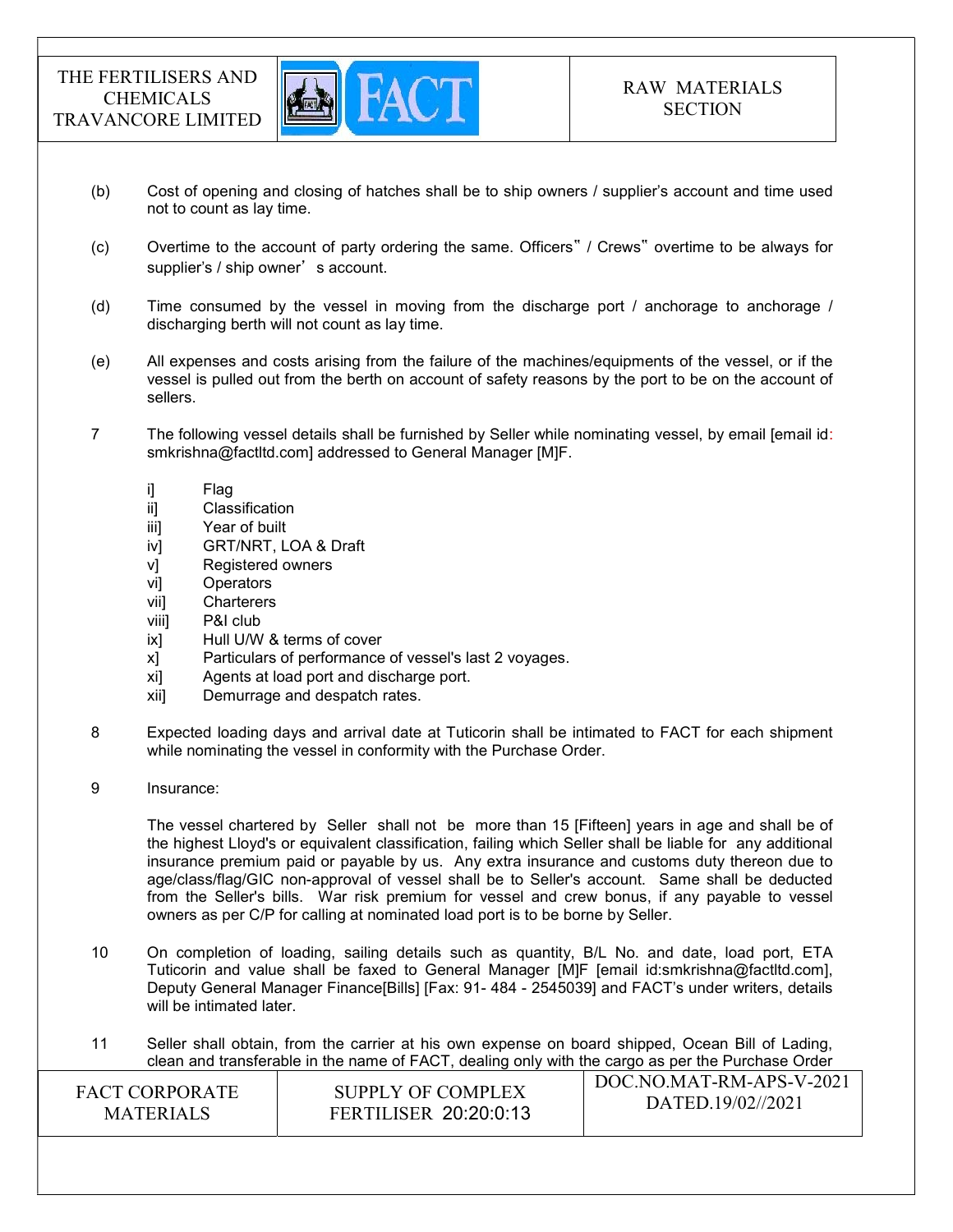(b) Cost of opening and closing of hatches shall be to ship owners / supplier's account and time used not to count as lay time.

(c) Overtime to the account of party ordering the same. Officers" / Crews" overtime to be always for supplier's / ship owner' s account.

(d) Time consumed by the vessel in moving from the discharge port / anchorage to anchorage / discharging berth will not count as lay time.

(e) All expenses and costs arising from the failure of the machines/equipments of the vessel, or if the vessel is pulled out from the berth on account of safety reasons by the port to be on the account of sellers.

7 The following vessel details shall be furnished by Seller while nominating vessel, by email [email id: smkrishna@factltd.com] addressed to General Manager [M]F.

i] Flag
ii] Classification
iii] Year of built
iv] GRT/NRT, LOA & Draft
v] Registered owners
vi] Operators
vii] Charterers
viii] P&I club
ix] Hull U/W & terms of cover
x] Particulars of performance of vessel's last 2 voyages.
xi] Agents at load port and discharge port.
xii] Demurrage and despatch rates.

8 Expected loading days and arrival date at Tuticorin shall be intimated to FACT for each shipment while nominating the vessel in conformity with the Purchase Order.

9 Insurance:

The vessel chartered by Seller shall not be more than 15 [Fifteen] years in age and shall be of the highest Lloyd's or equivalent classification, failing which Seller shall be liable for any additional insurance premium paid or payable by us. Any extra insurance and customs duty thereon due to age/class/flag/GIC non-approval of vessel shall be to Seller's account. Same shall be deducted from the Seller's bills. War risk premium for vessel and crew bonus, if any payable to vessel owners as per C/P for calling at nominated load port is to be borne by Seller.

10 On completion of loading, sailing details such as quantity, B/L No. and date, load port, ETA Tuticorin and value shall be faxed to General Manager [M]F [email id:smkrishna@factltd.com], Deputy General Manager Finance[Bills] [Fax: 91- 484 - 2545039] and FACT's under writers, details will be intimated later.

11 Seller shall obtain, from the carrier at his own expense on board shipped, Ocean Bill of Lading, clean and transferable in the name of FACT, dealing only with the cargo as per the Purchase Order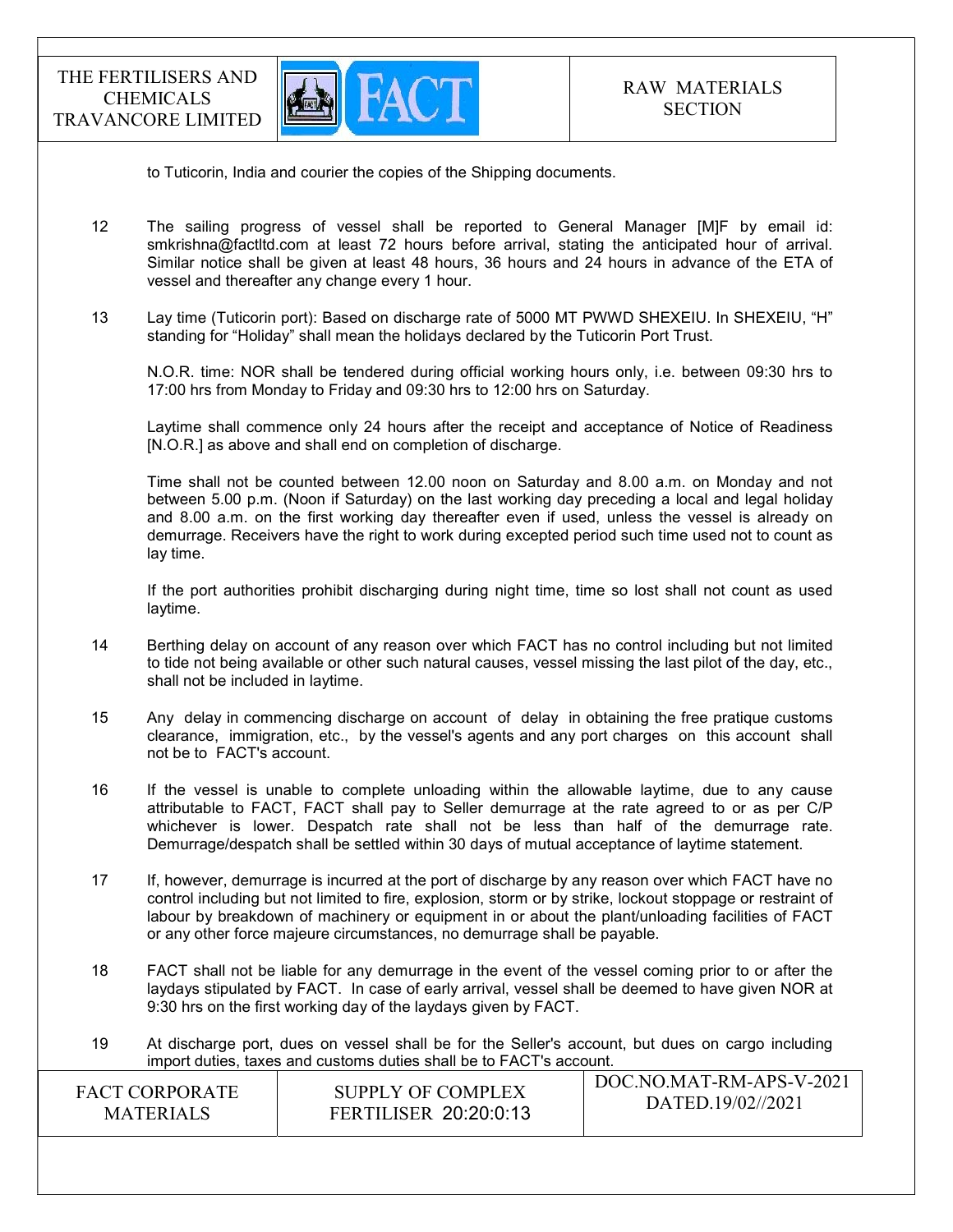to Tuticorin, India and courier the copies of the Shipping documents.

12 The sailing progress of vessel shall be reported to General Manager [M]F by email id: smkrishna@factltd.com at least 72 hours before arrival, stating the anticipated hour of arrival. Similar notice shall be given at least 48 hours, 36 hours and 24 hours in advance of the ETA of vessel and thereafter any change every 1 hour.

13 Lay time (Tuticorin port): Based on discharge rate of 5000 MT PWWD SHEXEIU. In SHEXEIU, "H" standing for "Holiday" shall mean the holidays declared by the Tuticorin Port Trust.

N.O.R. time: NOR shall be tendered during official working hours only, i.e. between 09:30 hrs to 17:00 hrs from Monday to Friday and 09:30 hrs to 12:00 hrs on Saturday.

Laytime shall commence only 24 hours after the receipt and acceptance of Notice of Readiness [N.O.R.] as above and shall end on completion of discharge.

Time shall not be counted between 12.00 noon on Saturday and 8.00 a.m. on Monday and not between 5.00 p.m. (Noon if Saturday) on the last working day preceding a local and legal holiday and 8.00 a.m. on the first working day thereafter even if used, unless the vessel is already on demurrage. Receivers have the right to work during excepted period such time used not to count as lay time.

If the port authorities prohibit discharging during night time, time so lost shall not count as used laytime.

14 Berthing delay on account of any reason over which FACT has no control including but not limited to tide not being available or other such natural causes, vessel missing the last pilot of the day, etc., shall not be included in laytime.

15 Any delay in commencing discharge on account of delay in obtaining the free pratique customs clearance, immigration, etc., by the vessel's agents and any port charges on this account shall not be to FACT's account.

16 If the vessel is unable to complete unloading within the allowable laytime, due to any cause attributable to FACT, FACT shall pay to Seller demurrage at the rate agreed to or as per C/P whichever is lower. Despatch rate shall not be less than half of the demurrage rate. Demurrage/despatch shall be settled within 30 days of mutual acceptance of laytime statement.

17 If, however, demurrage is incurred at the port of discharge by any reason over which FACT have no control including but not limited to fire, explosion, storm or by strike, lockout stoppage or restraint of labour by breakdown of machinery or equipment in or about the plant/unloading facilities of FACT or any other force majeure circumstances, no demurrage shall be payable.

18 FACT shall not be liable for any demurrage in the event of the vessel coming prior to or after the laydays stipulated by FACT. In case of early arrival, vessel shall be deemed to have given NOR at 9:30 hrs on the first working day of the laydays given by FACT.

19 At discharge port, dues on vessel shall be for the Seller's account, but dues on cargo including import duties, taxes and customs duties shall be to FACT's account.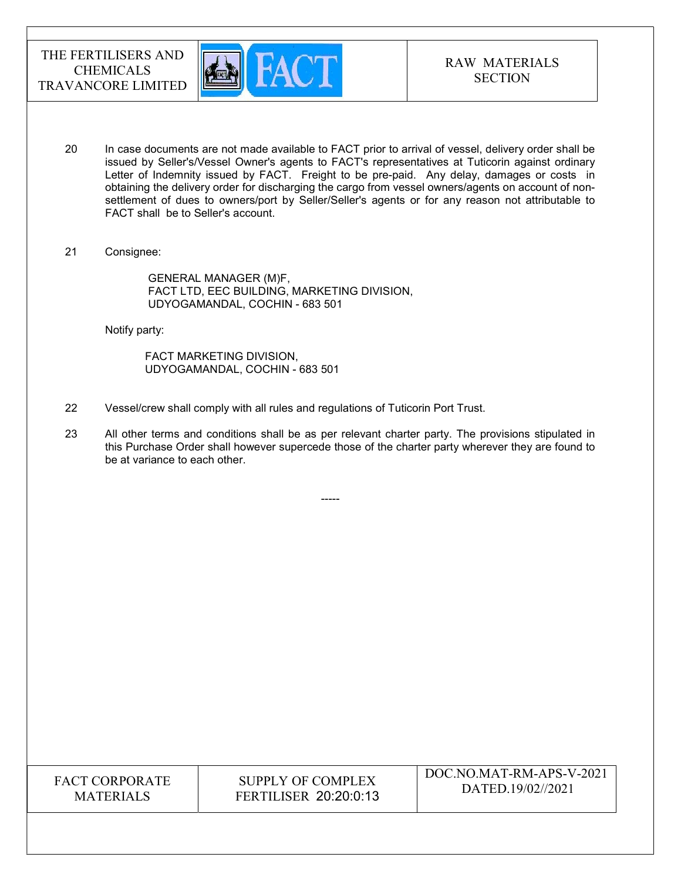20 In case documents are not made available to FACT prior to arrival of vessel, delivery order shall be issued by Seller's/Vessel Owner's agents to FACT's representatives at Tuticorin against ordinary Letter of Indemnity issued by FACT. Freight to be pre-paid. Any delay, damages or costs in obtaining the delivery order for discharging the cargo from vessel owners/agents on account of non-settlement of dues to owners/port by Seller/Seller's agents or for any reason not attributable to FACT shall be to Seller's account.

21 Consignee:

GENERAL MANAGER (M)F,
FACT LTD, EEC BUILDING, MARKETING DIVISION,
UDYOGAMANDAL, COCHIN - 683 501

Notify party:

FACT MARKETING DIVISION,
UDYOGAMANDAL, COCHIN - 683 501

22 Vessel/crew shall comply with all rules and regulations of Tuticorin Port Trust.

23 All other terms and conditions shall be as per relevant charter party. The provisions stipulated in this Purchase Order shall however supercede those of the charter party wherever they are found to be at variance to each other.

-----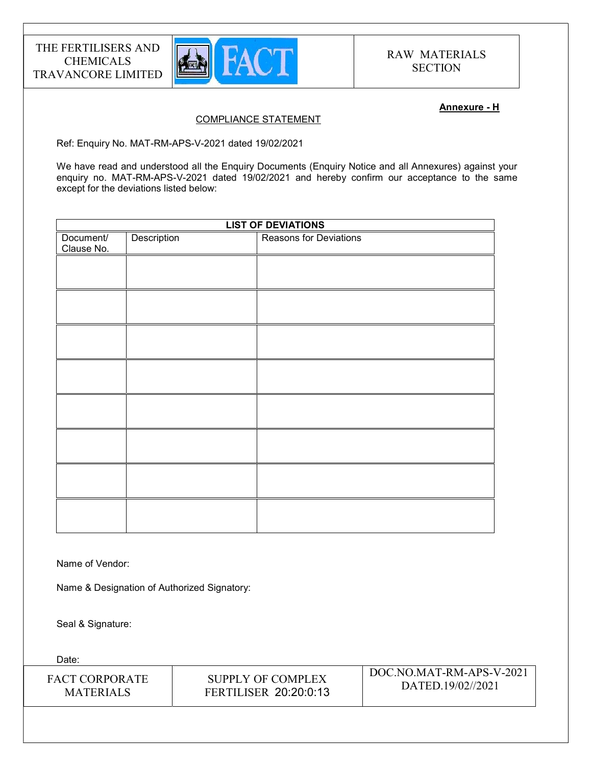**Annexure - H**

## COMPLIANCE STATEMENT

Ref: Enquiry No. MAT-RM-APS-V-2021 dated 19/02/2021

We have read and understood all the Enquiry Documents (Enquiry Notice and all Annexures) against your enquiry no. MAT-RM-APS-V-2021 dated 19/02/2021 and hereby confirm our acceptance to the same except for the deviations listed below:

| **LIST OF DEVIATIONS** | | |
|---|---|---|
| Document/ Clause No. | Description | Reasons for Deviations |
| | | |
| | | |
| | | |
| | | |
| | | |
| | | |
| | | |
| | | |

Name of Vendor:

Name & Designation of Authorized Signatory:

Seal & Signature:

Date: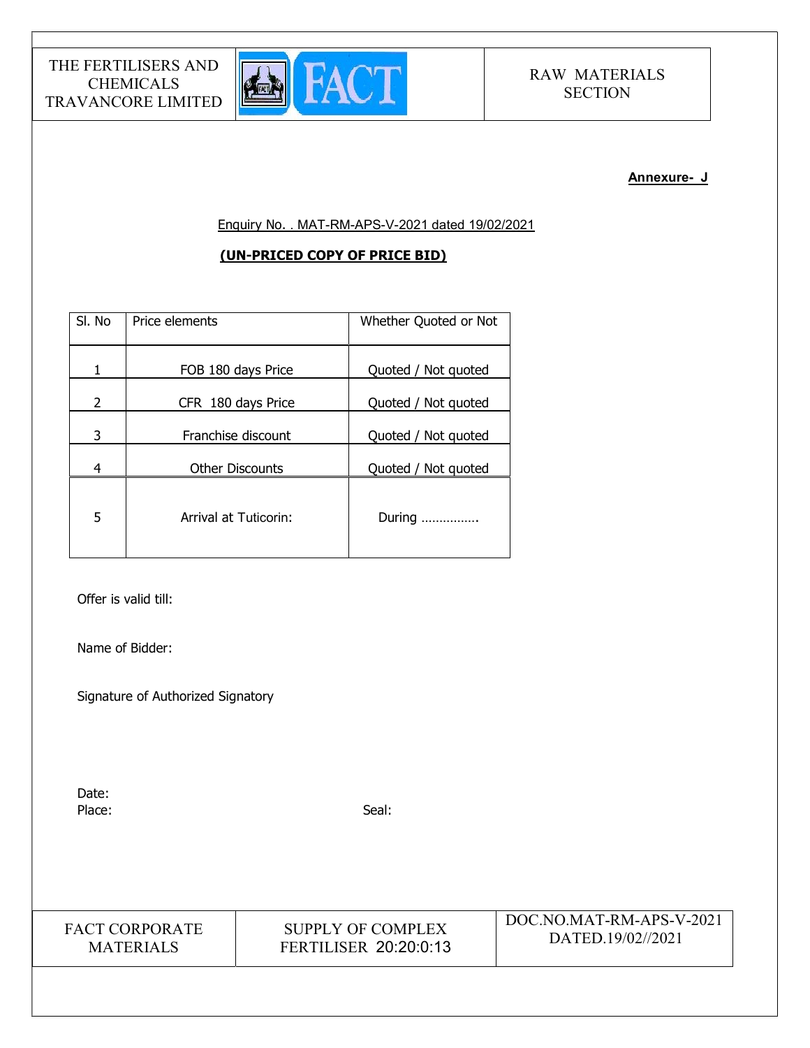**Annexure- J**

Enquiry No. . MAT-RM-APS-V-2021 dated 19/02/2021

**(UN-PRICED COPY OF PRICE BID)**

| Sl. No | Price elements | Whether Quoted or Not |
|---|---|---|
| 1 | FOB 180 days Price | Quoted / Not quoted |
| 2 | CFR 180 days Price | Quoted / Not quoted |
| 3 | Franchise discount | Quoted / Not quoted |
| 4 | Other Discounts | Quoted / Not quoted |
| 5 | Arrival at Tuticorin: | During ……………. |

Offer is valid till:

Name of Bidder:

Signature of Authorized Signatory

Date:

Place: Seal: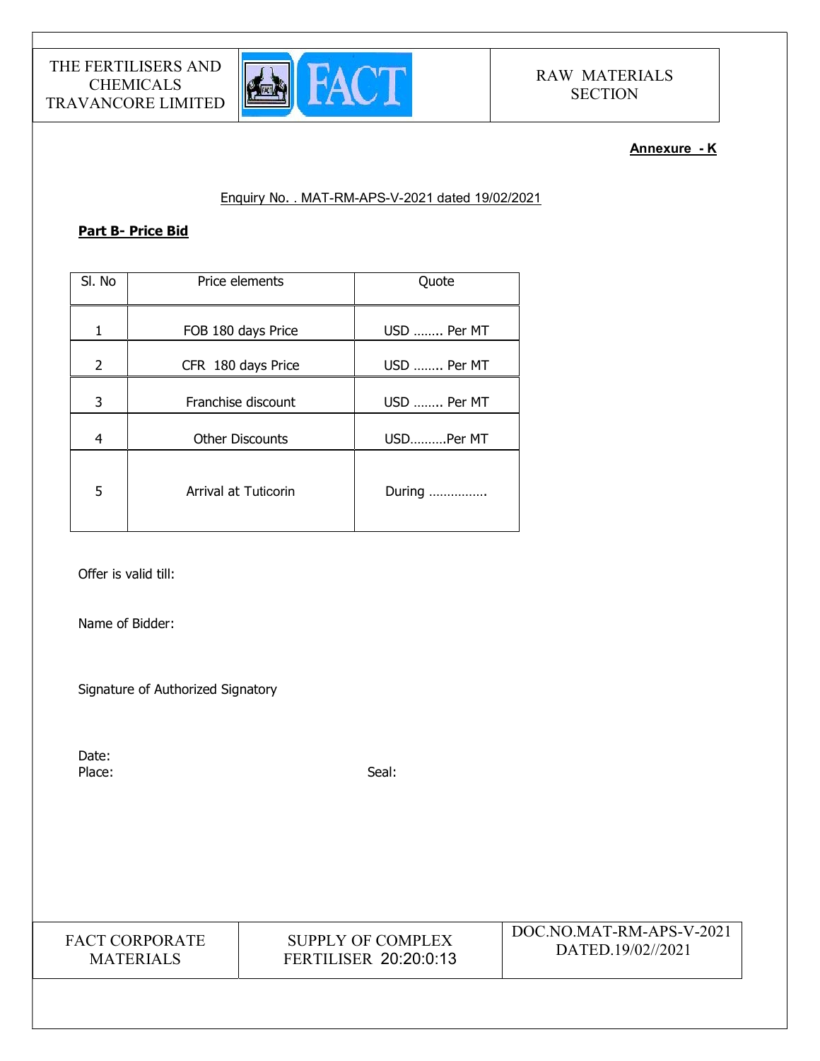**Annexure - K**

Enquiry No. . MAT-RM-APS-V-2021 dated 19/02/2021

**Part B- Price Bid**

| Sl. No | Price elements | Quote |
|---|---|---|
| 1 | FOB 180 days Price | USD …….. Per MT |
| 2 | CFR 180 days Price | USD …….. Per MT |
| 3 | Franchise discount | USD …….. Per MT |
| 4 | Other Discounts | USD………Per MT |
| 5 | Arrival at Tuticorin | During ……………. |

Offer is valid till:

Name of Bidder:

Signature of Authorized Signatory

Date:

Place: Seal: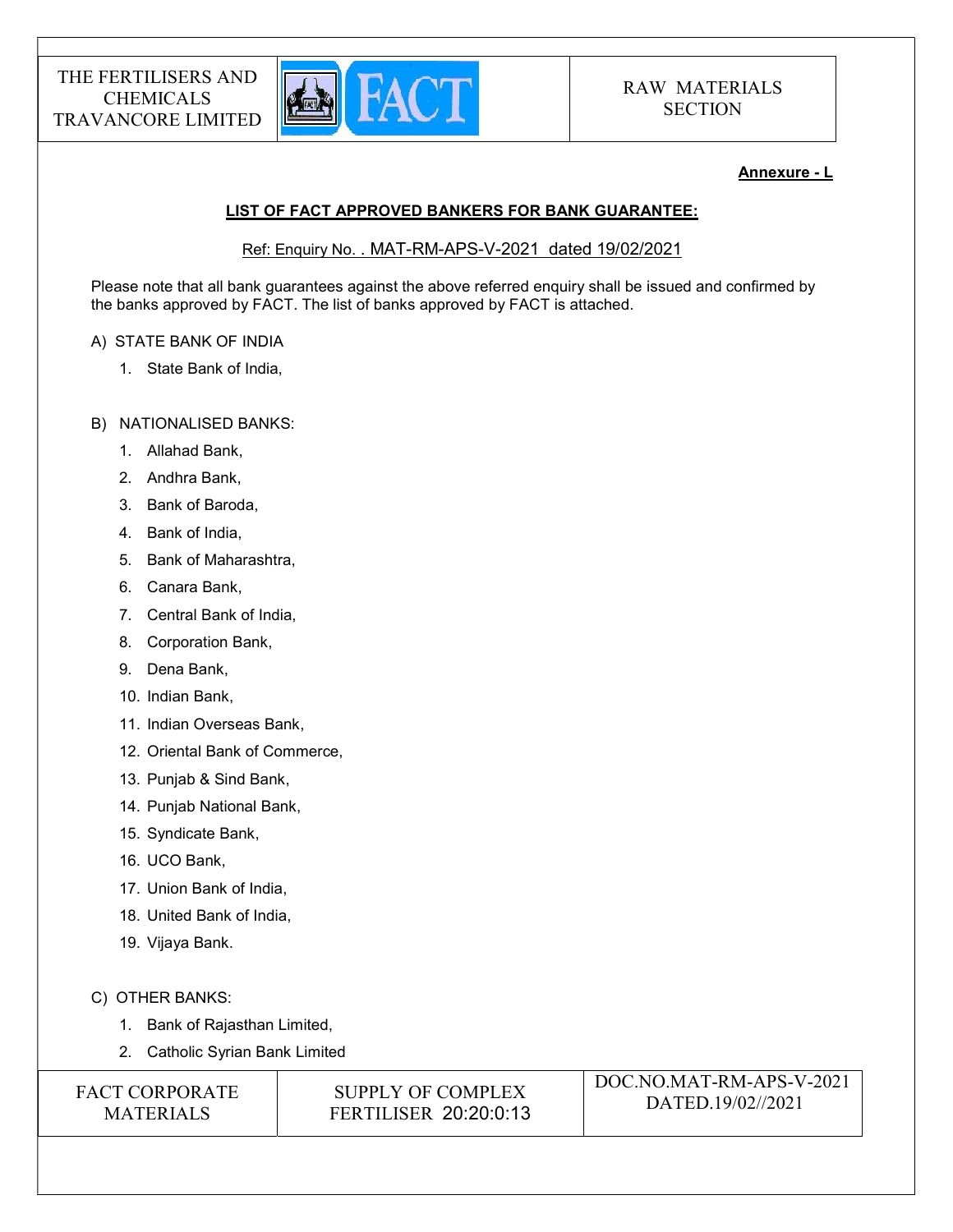**Annexure - L**

## LIST OF FACT APPROVED BANKERS FOR BANK GUARANTEE:

Ref: Enquiry No. . MAT-RM-APS-V-2021 dated 19/02/2021

Please note that all bank guarantees against the above referred enquiry shall be issued and confirmed by the banks approved by FACT. The list of banks approved by FACT is attached.

A) STATE BANK OF INDIA

1. State Bank of India,

B) NATIONALISED BANKS:

1. Allahad Bank,
2. Andhra Bank,
3. Bank of Baroda,
4. Bank of India,
5. Bank of Maharashtra,
6. Canara Bank,
7. Central Bank of India,
8. Corporation Bank,
9. Dena Bank,
10. Indian Bank,
11. Indian Overseas Bank,
12. Oriental Bank of Commerce,
13. Punjab & Sind Bank,
14. Punjab National Bank,
15. Syndicate Bank,
16. UCO Bank,
17. Union Bank of India,
18. United Bank of India,
19. Vijaya Bank.

C) OTHER BANKS:

1. Bank of Rajasthan Limited,
2. Catholic Syrian Bank Limited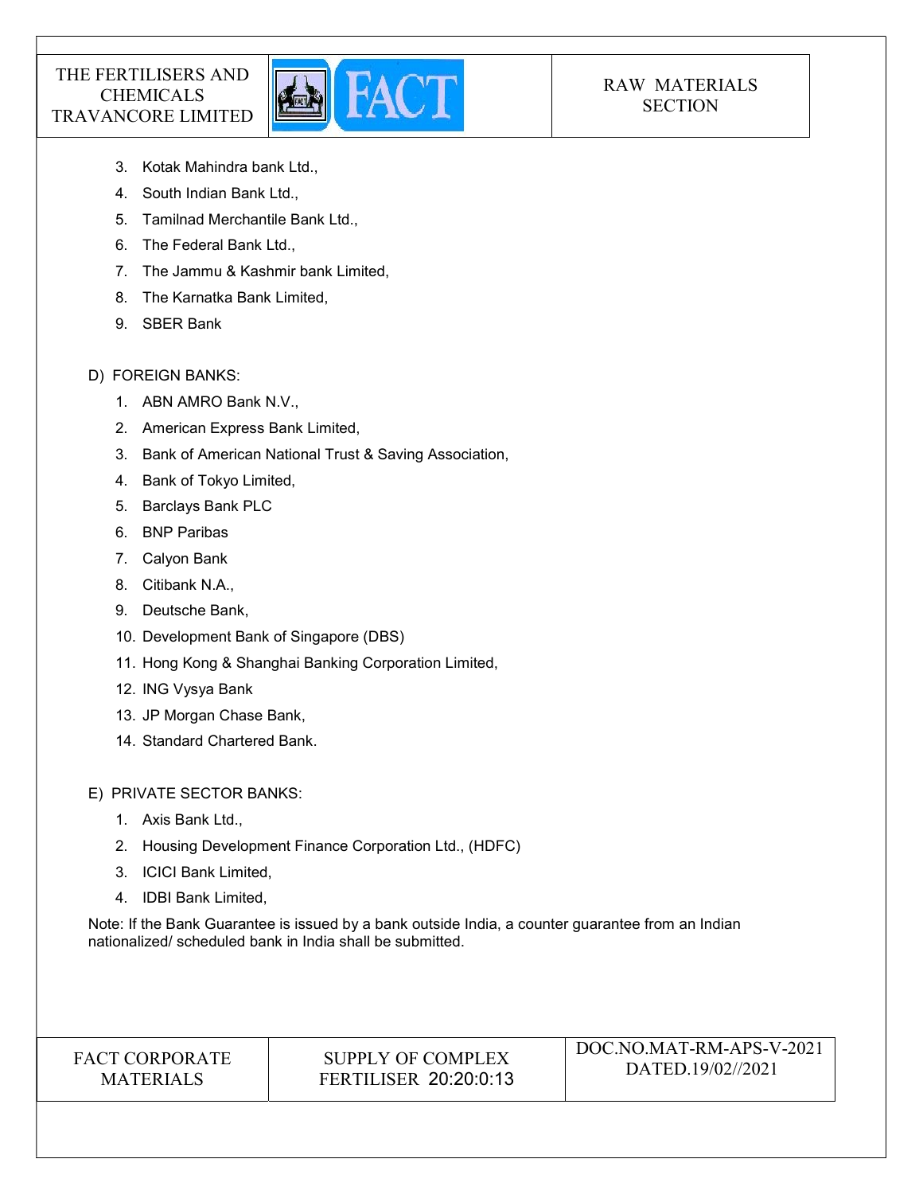3. Kotak Mahindra bank Ltd.,
4. South Indian Bank Ltd.,
5. Tamilnad Merchantile Bank Ltd.,
6. The Federal Bank Ltd.,
7. The Jammu & Kashmir bank Limited,
8. The Karnatka Bank Limited,
9. SBER Bank

D) FOREIGN BANKS:

1. ABN AMRO Bank N.V.,
2. American Express Bank Limited,
3. Bank of American National Trust & Saving Association,
4. Bank of Tokyo Limited,
5. Barclays Bank PLC
6. BNP Paribas
7. Calyon Bank
8. Citibank N.A.,
9. Deutsche Bank,
10. Development Bank of Singapore (DBS)
11. Hong Kong & Shanghai Banking Corporation Limited,
12. ING Vysya Bank
13. JP Morgan Chase Bank,
14. Standard Chartered Bank.

E) PRIVATE SECTOR BANKS:

1. Axis Bank Ltd.,
2. Housing Development Finance Corporation Ltd., (HDFC)
3. ICICI Bank Limited,
4. IDBI Bank Limited,

Note: If the Bank Guarantee is issued by a bank outside India, a counter guarantee from an Indian nationalized/ scheduled bank in India shall be submitted.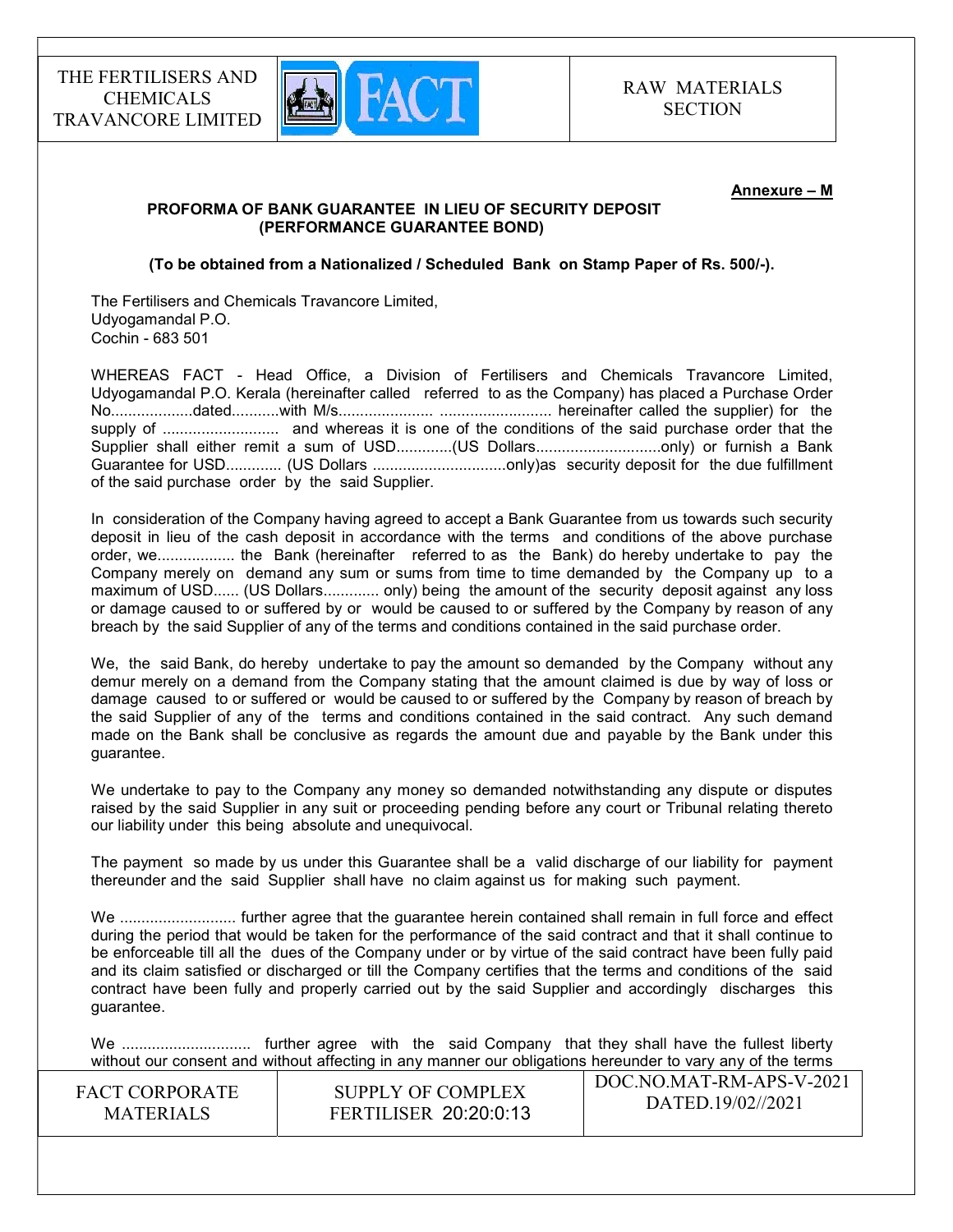**Annexure – M**

**PROFORMA OF BANK GUARANTEE IN LIEU OF SECURITY DEPOSIT (PERFORMANCE GUARANTEE BOND)**

**(To be obtained from a Nationalized / Scheduled Bank on Stamp Paper of Rs. 500/-).**

The Fertilisers and Chemicals Travancore Limited,
Udyogamandal P.O.
Cochin - 683 501

WHEREAS FACT - Head Office, a Division of Fertilisers and Chemicals Travancore Limited, Udyogamandal P.O. Kerala (hereinafter called referred to as the Company) has placed a Purchase Order No...................dated...........with M/s..................... .......................... hereinafter called the supplier) for the supply of ........................... and whereas it is one of the conditions of the said purchase order that the Supplier shall either remit a sum of USD.............(US Dollars............................only) or furnish a Bank Guarantee for USD............. (US Dollars ...............................only)as security deposit for the due fulfillment of the said purchase order by the said Supplier.

In consideration of the Company having agreed to accept a Bank Guarantee from us towards such security deposit in lieu of the cash deposit in accordance with the terms and conditions of the above purchase order, we.................. the Bank (hereinafter referred to as the Bank) do hereby undertake to pay the Company merely on demand any sum or sums from time to time demanded by the Company up to a maximum of USD...... (US Dollars............. only) being the amount of the security deposit against any loss or damage caused to or suffered by or would be caused to or suffered by the Company by reason of any breach by the said Supplier of any of the terms and conditions contained in the said purchase order.

We, the said Bank, do hereby undertake to pay the amount so demanded by the Company without any demur merely on a demand from the Company stating that the amount claimed is due by way of loss or damage caused to or suffered or would be caused to or suffered by the Company by reason of breach by the said Supplier of any of the terms and conditions contained in the said contract. Any such demand made on the Bank shall be conclusive as regards the amount due and payable by the Bank under this guarantee.

We undertake to pay to the Company any money so demanded notwithstanding any dispute or disputes raised by the said Supplier in any suit or proceeding pending before any court or Tribunal relating thereto our liability under this being absolute and unequivocal.

The payment so made by us under this Guarantee shall be a valid discharge of our liability for payment thereunder and the said Supplier shall have no claim against us for making such payment.

We ........................... further agree that the guarantee herein contained shall remain in full force and effect during the period that would be taken for the performance of the said contract and that it shall continue to be enforceable till all the dues of the Company under or by virtue of the said contract have been fully paid and its claim satisfied or discharged or till the Company certifies that the terms and conditions of the said contract have been fully and properly carried out by the said Supplier and accordingly discharges this guarantee.

We ............................. further agree with the said Company that they shall have the fullest liberty without our consent and without affecting in any manner our obligations hereunder to vary any of the terms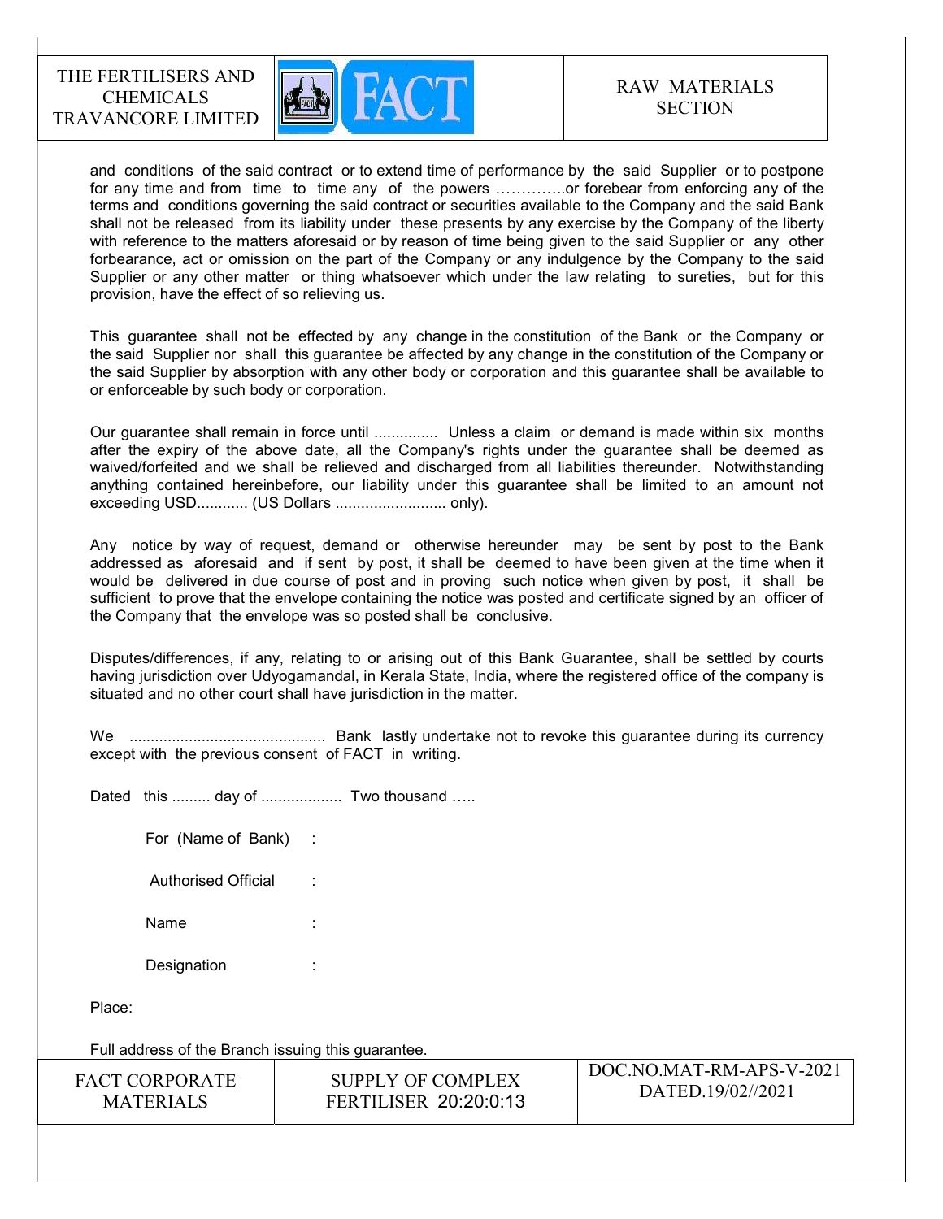and conditions of the said contract or to extend time of performance by the said Supplier or to postpone for any time and from time to time any of the powers …………..or forebear from enforcing any of the terms and conditions governing the said contract or securities available to the Company and the said Bank shall not be released from its liability under these presents by any exercise by the Company of the liberty with reference to the matters aforesaid or by reason of time being given to the said Supplier or any other forbearance, act or omission on the part of the Company or any indulgence by the Company to the said Supplier or any other matter or thing whatsoever which under the law relating to sureties, but for this provision, have the effect of so relieving us.

This guarantee shall not be effected by any change in the constitution of the Bank or the Company or the said Supplier nor shall this guarantee be affected by any change in the constitution of the Company or the said Supplier by absorption with any other body or corporation and this guarantee shall be available to or enforceable by such body or corporation.

Our guarantee shall remain in force until ............... Unless a claim or demand is made within six months after the expiry of the above date, all the Company's rights under the guarantee shall be deemed as waived/forfeited and we shall be relieved and discharged from all liabilities thereunder. Notwithstanding anything contained hereinbefore, our liability under this guarantee shall be limited to an amount not exceeding USD............ (US Dollars .......................... only).

Any notice by way of request, demand or otherwise hereunder may be sent by post to the Bank addressed as aforesaid and if sent by post, it shall be deemed to have been given at the time when it would be delivered in due course of post and in proving such notice when given by post, it shall be sufficient to prove that the envelope containing the notice was posted and certificate signed by an officer of the Company that the envelope was so posted shall be conclusive.

Disputes/differences, if any, relating to or arising out of this Bank Guarantee, shall be settled by courts having jurisdiction over Udyogamandal, in Kerala State, India, where the registered office of the company is situated and no other court shall have jurisdiction in the matter.

We .............................................. Bank lastly undertake not to revoke this guarantee during its currency except with the previous consent of FACT in writing.

Dated this ......... day of .................. Two thousand …..

For (Name of Bank) :

Authorised Official :

Name :

Designation :

Place:

Full address of the Branch issuing this guarantee.